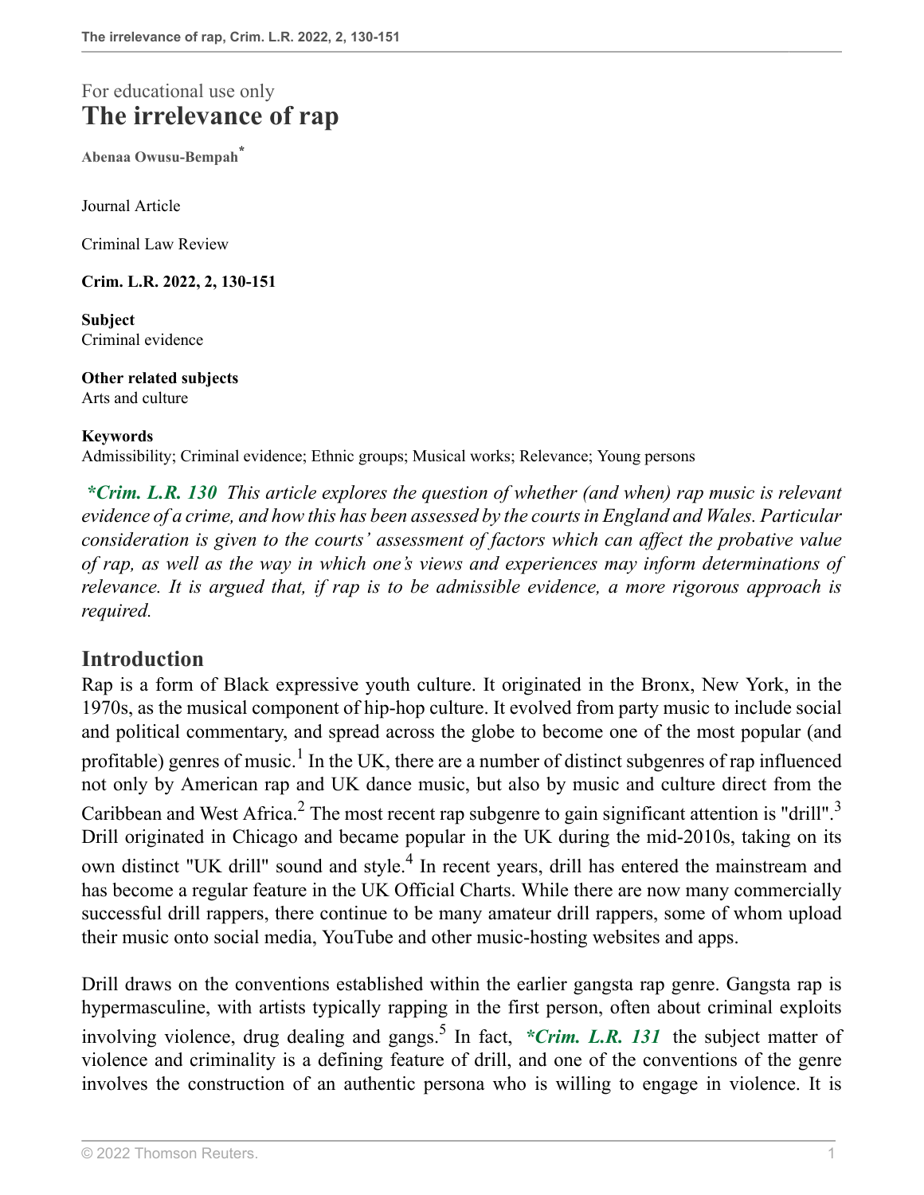For educational use only

# The irrelevance of rap

**Abenaa Owusu-Bempah**[*]

Journal Article

Criminal Law Review

**Crim. L.R. 2022, 2, 130-151**

**Subject**
Criminal evidence

**Other related subjects**
Arts and culture

**Keywords**
Admissibility; Criminal evidence; Ethnic groups; Musical works; Relevance; Young persons

***\*Crim. L.R. 130*** *This article explores the question of whether (and when) rap music is relevant evidence of a crime, and how this has been assessed by the courts in England and Wales. Particular consideration is given to the courts' assessment of factors which can affect the probative value of rap, as well as the way in which one's views and experiences may inform determinations of relevance. It is argued that, if rap is to be admissible evidence, a more rigorous approach is required.*

## Introduction

Rap is a form of Black expressive youth culture. It originated in the Bronx, New York, in the 1970s, as the musical component of hip-hop culture. It evolved from party music to include social and political commentary, and spread across the globe to become one of the most popular (and profitable) genres of music.[1] In the UK, there are a number of distinct subgenres of rap influenced not only by American rap and UK dance music, but also by music and culture direct from the Caribbean and West Africa.[2] The most recent rap subgenre to gain significant attention is "drill".[3] Drill originated in Chicago and became popular in the UK during the mid-2010s, taking on its own distinct "UK drill" sound and style.[4] In recent years, drill has entered the mainstream and has become a regular feature in the UK Official Charts. While there are now many commercially successful drill rappers, there continue to be many amateur drill rappers, some of whom upload their music onto social media, YouTube and other music-hosting websites and apps.

Drill draws on the conventions established within the earlier gangsta rap genre. Gangsta rap is hypermasculine, with artists typically rapping in the first person, often about criminal exploits involving violence, drug dealing and gangs.[5] In fact, ***\*Crim. L.R. 131*** the subject matter of violence and criminality is a defining feature of drill, and one of the conventions of the genre involves the construction of an authentic persona who is willing to engage in violence. It is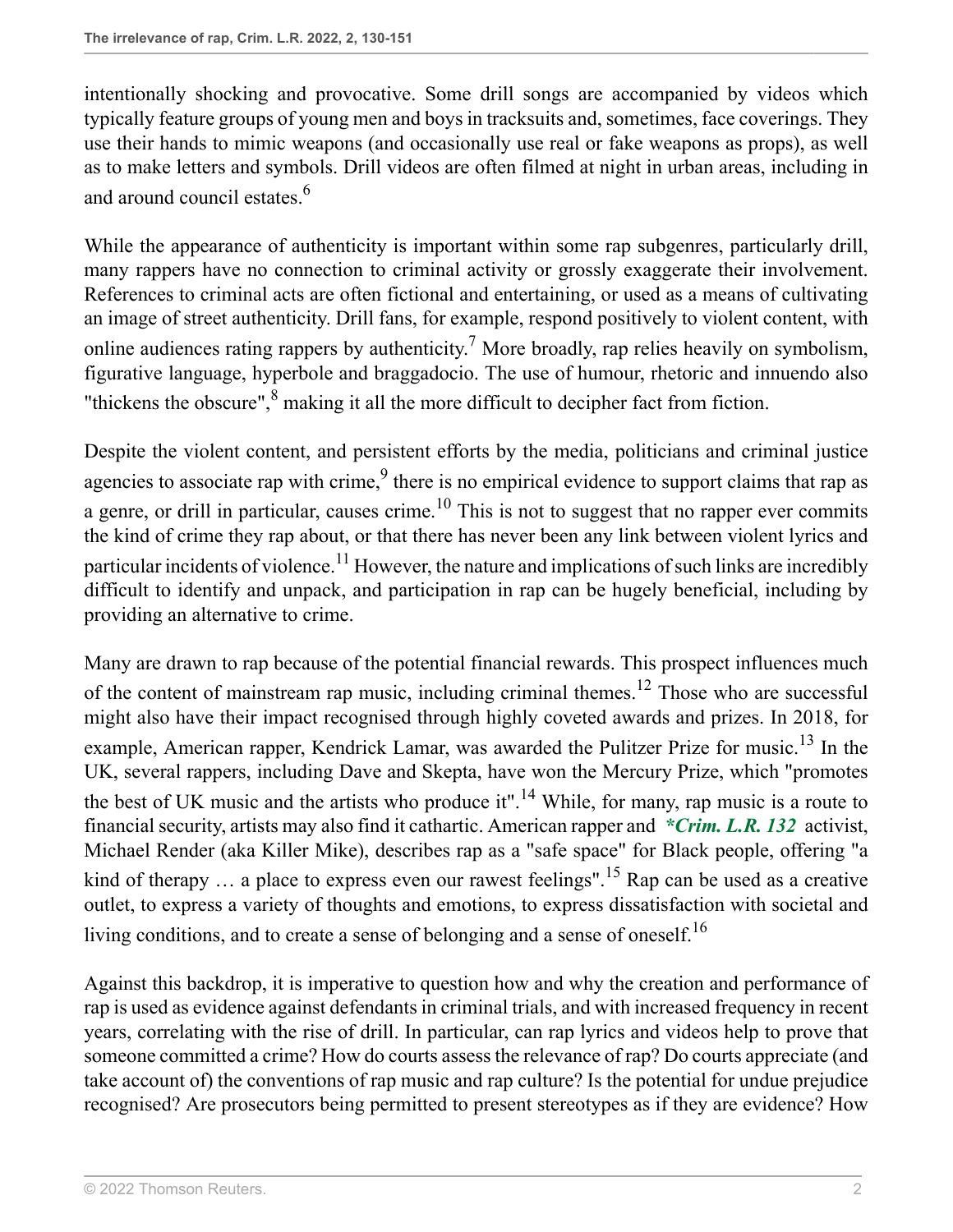intentionally shocking and provocative. Some drill songs are accompanied by videos which typically feature groups of young men and boys in tracksuits and, sometimes, face coverings. They use their hands to mimic weapons (and occasionally use real or fake weapons as props), as well as to make letters and symbols. Drill videos are often filmed at night in urban areas, including in and around council estates.[6]

While the appearance of authenticity is important within some rap subgenres, particularly drill, many rappers have no connection to criminal activity or grossly exaggerate their involvement. References to criminal acts are often fictional and entertaining, or used as a means of cultivating an image of street authenticity. Drill fans, for example, respond positively to violent content, with online audiences rating rappers by authenticity.[7] More broadly, rap relies heavily on symbolism, figurative language, hyperbole and braggadocio. The use of humour, rhetoric and innuendo also "thickens the obscure",[8] making it all the more difficult to decipher fact from fiction.

Despite the violent content, and persistent efforts by the media, politicians and criminal justice agencies to associate rap with crime,[9] there is no empirical evidence to support claims that rap as a genre, or drill in particular, causes crime.[10] This is not to suggest that no rapper ever commits the kind of crime they rap about, or that there has never been any link between violent lyrics and particular incidents of violence.[11] However, the nature and implications of such links are incredibly difficult to identify and unpack, and participation in rap can be hugely beneficial, including by providing an alternative to crime.

Many are drawn to rap because of the potential financial rewards. This prospect influences much of the content of mainstream rap music, including criminal themes.[12] Those who are successful might also have their impact recognised through highly coveted awards and prizes. In 2018, for example, American rapper, Kendrick Lamar, was awarded the Pulitzer Prize for music.[13] In the UK, several rappers, including Dave and Skepta, have won the Mercury Prize, which "promotes the best of UK music and the artists who produce it".[14] While, for many, rap music is a route to financial security, artists may also find it cathartic. American rapper and *\*Crim. L.R. 132* activist, Michael Render (aka Killer Mike), describes rap as a "safe space" for Black people, offering "a kind of therapy … a place to express even our rawest feelings".[15] Rap can be used as a creative outlet, to express a variety of thoughts and emotions, to express dissatisfaction with societal and living conditions, and to create a sense of belonging and a sense of oneself.[16]

Against this backdrop, it is imperative to question how and why the creation and performance of rap is used as evidence against defendants in criminal trials, and with increased frequency in recent years, correlating with the rise of drill. In particular, can rap lyrics and videos help to prove that someone committed a crime? How do courts assess the relevance of rap? Do courts appreciate (and take account of) the conventions of rap music and rap culture? Is the potential for undue prejudice recognised? Are prosecutors being permitted to present stereotypes as if they are evidence? How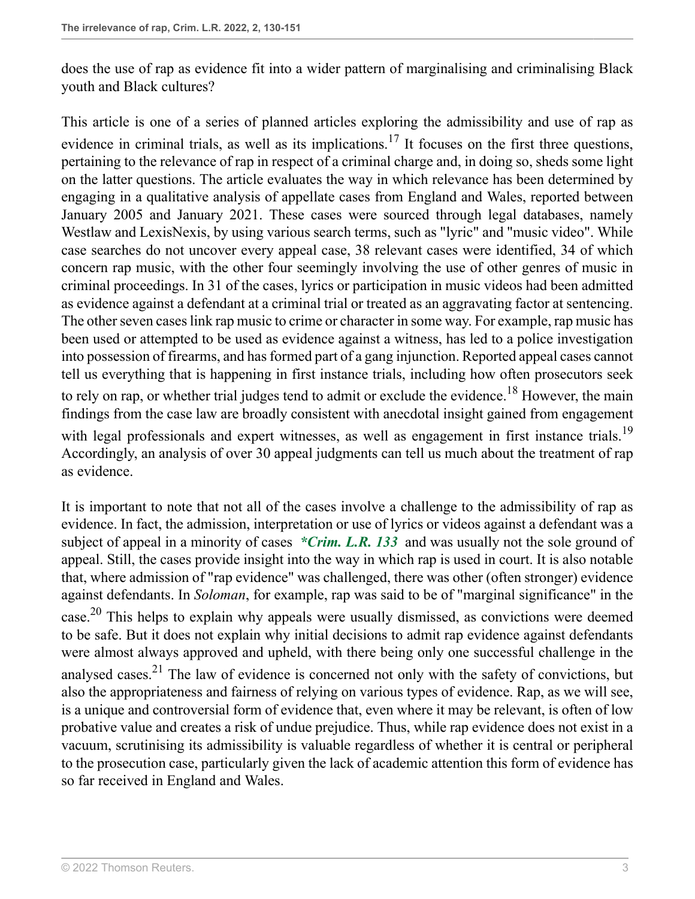does the use of rap as evidence fit into a wider pattern of marginalising and criminalising Black youth and Black cultures?

This article is one of a series of planned articles exploring the admissibility and use of rap as evidence in criminal trials, as well as its implications.[17] It focuses on the first three questions, pertaining to the relevance of rap in respect of a criminal charge and, in doing so, sheds some light on the latter questions. The article evaluates the way in which relevance has been determined by engaging in a qualitative analysis of appellate cases from England and Wales, reported between January 2005 and January 2021. These cases were sourced through legal databases, namely Westlaw and LexisNexis, by using various search terms, such as "lyric" and "music video". While case searches do not uncover every appeal case, 38 relevant cases were identified, 34 of which concern rap music, with the other four seemingly involving the use of other genres of music in criminal proceedings. In 31 of the cases, lyrics or participation in music videos had been admitted as evidence against a defendant at a criminal trial or treated as an aggravating factor at sentencing. The other seven cases link rap music to crime or character in some way. For example, rap music has been used or attempted to be used as evidence against a witness, has led to a police investigation into possession of firearms, and has formed part of a gang injunction. Reported appeal cases cannot tell us everything that is happening in first instance trials, including how often prosecutors seek to rely on rap, or whether trial judges tend to admit or exclude the evidence.[18] However, the main findings from the case law are broadly consistent with anecdotal insight gained from engagement with legal professionals and expert witnesses, as well as engagement in first instance trials.[19] Accordingly, an analysis of over 30 appeal judgments can tell us much about the treatment of rap as evidence.

It is important to note that not all of the cases involve a challenge to the admissibility of rap as evidence. In fact, the admission, interpretation or use of lyrics or videos against a defendant was a subject of appeal in a minority of cases ***Crim. L.R. 133** and was usually not the sole ground of appeal. Still, the cases provide insight into the way in which rap is used in court. It is also notable that, where admission of "rap evidence" was challenged, there was other (often stronger) evidence against defendants. In *Soloman*, for example, rap was said to be of "marginal significance" in the case.[20] This helps to explain why appeals were usually dismissed, as convictions were deemed to be safe. But it does not explain why initial decisions to admit rap evidence against defendants were almost always approved and upheld, with there being only one successful challenge in the analysed cases.[21] The law of evidence is concerned not only with the safety of convictions, but also the appropriateness and fairness of relying on various types of evidence. Rap, as we will see, is a unique and controversial form of evidence that, even where it may be relevant, is often of low probative value and creates a risk of undue prejudice. Thus, while rap evidence does not exist in a vacuum, scrutinising its admissibility is valuable regardless of whether it is central or peripheral to the prosecution case, particularly given the lack of academic attention this form of evidence has so far received in England and Wales.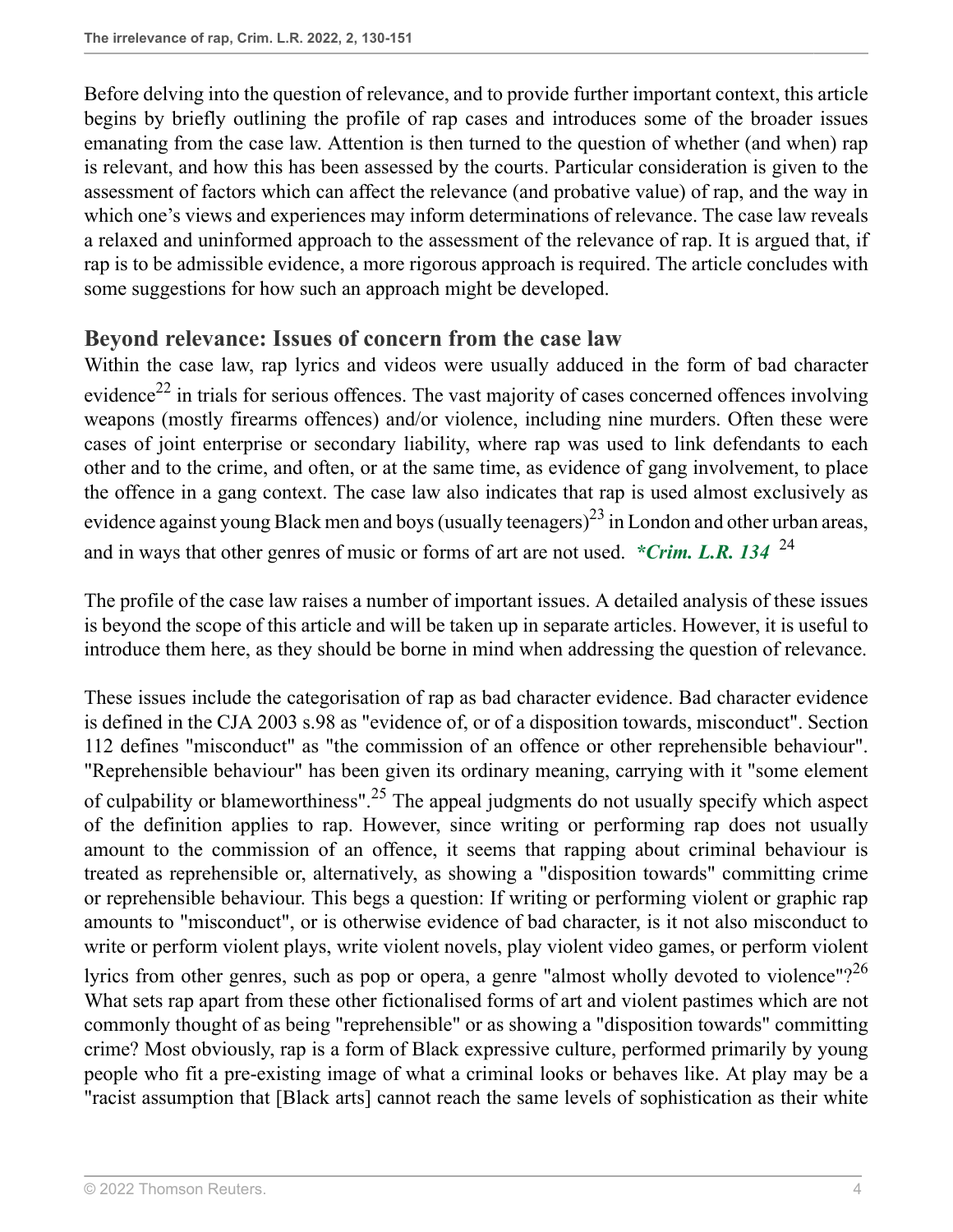Before delving into the question of relevance, and to provide further important context, this article begins by briefly outlining the profile of rap cases and introduces some of the broader issues emanating from the case law. Attention is then turned to the question of whether (and when) rap is relevant, and how this has been assessed by the courts. Particular consideration is given to the assessment of factors which can affect the relevance (and probative value) of rap, and the way in which one's views and experiences may inform determinations of relevance. The case law reveals a relaxed and uninformed approach to the assessment of the relevance of rap. It is argued that, if rap is to be admissible evidence, a more rigorous approach is required. The article concludes with some suggestions for how such an approach might be developed.

## Beyond relevance: Issues of concern from the case law

Within the case law, rap lyrics and videos were usually adduced in the form of bad character evidence[22] in trials for serious offences. The vast majority of cases concerned offences involving weapons (mostly firearms offences) and/or violence, including nine murders. Often these were cases of joint enterprise or secondary liability, where rap was used to link defendants to each other and to the crime, and often, or at the same time, as evidence of gang involvement, to place the offence in a gang context. The case law also indicates that rap is used almost exclusively as evidence against young Black men and boys (usually teenagers)[23] in London and other urban areas, and in ways that other genres of music or forms of art are not used. ***Crim. L.R. 134*** [24]

The profile of the case law raises a number of important issues. A detailed analysis of these issues is beyond the scope of this article and will be taken up in separate articles. However, it is useful to introduce them here, as they should be borne in mind when addressing the question of relevance.

These issues include the categorisation of rap as bad character evidence. Bad character evidence is defined in the CJA 2003 s.98 as "evidence of, or of a disposition towards, misconduct". Section 112 defines "misconduct" as "the commission of an offence or other reprehensible behaviour". "Reprehensible behaviour" has been given its ordinary meaning, carrying with it "some element of culpability or blameworthiness".[25] The appeal judgments do not usually specify which aspect of the definition applies to rap. However, since writing or performing rap does not usually amount to the commission of an offence, it seems that rapping about criminal behaviour is treated as reprehensible or, alternatively, as showing a "disposition towards" committing crime or reprehensible behaviour. This begs a question: If writing or performing violent or graphic rap amounts to "misconduct", or is otherwise evidence of bad character, is it not also misconduct to write or perform violent plays, write violent novels, play violent video games, or perform violent lyrics from other genres, such as pop or opera, a genre "almost wholly devoted to violence"?[26] What sets rap apart from these other fictionalised forms of art and violent pastimes which are not commonly thought of as being "reprehensible" or as showing a "disposition towards" committing crime? Most obviously, rap is a form of Black expressive culture, performed primarily by young people who fit a pre-existing image of what a criminal looks or behaves like. At play may be a "racist assumption that [Black arts] cannot reach the same levels of sophistication as their white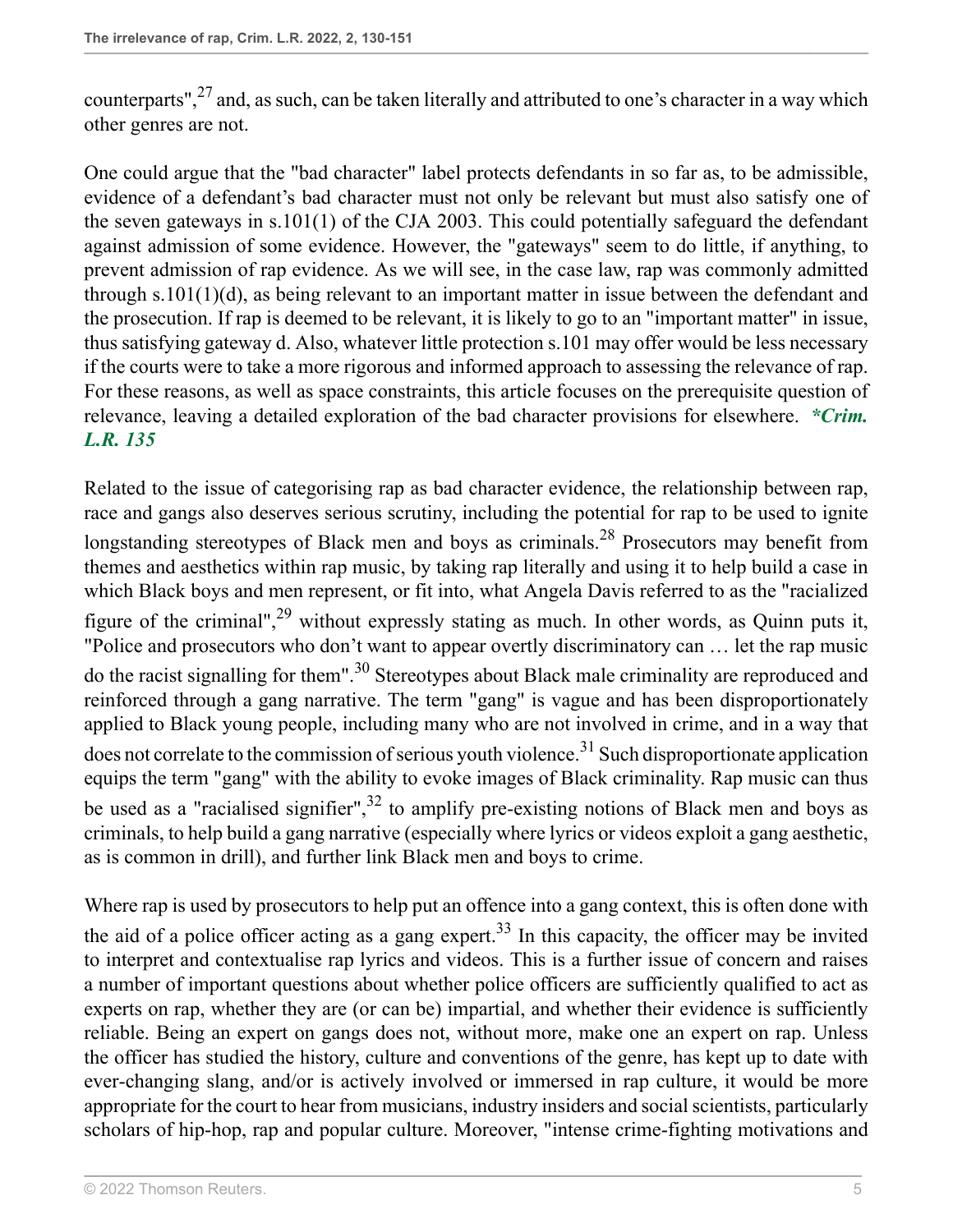counterparts",[27] and, as such, can be taken literally and attributed to one's character in a way which other genres are not.

One could argue that the "bad character" label protects defendants in so far as, to be admissible, evidence of a defendant's bad character must not only be relevant but must also satisfy one of the seven gateways in s.101(1) of the CJA 2003. This could potentially safeguard the defendant against admission of some evidence. However, the "gateways" seem to do little, if anything, to prevent admission of rap evidence. As we will see, in the case law, rap was commonly admitted through s.101(1)(d), as being relevant to an important matter in issue between the defendant and the prosecution. If rap is deemed to be relevant, it is likely to go to an "important matter" in issue, thus satisfying gateway d. Also, whatever little protection s.101 may offer would be less necessary if the courts were to take a more rigorous and informed approach to assessing the relevance of rap. For these reasons, as well as space constraints, this article focuses on the prerequisite question of relevance, leaving a detailed exploration of the bad character provisions for elsewhere. ***Crim. L.R. 135**

Related to the issue of categorising rap as bad character evidence, the relationship between rap, race and gangs also deserves serious scrutiny, including the potential for rap to be used to ignite longstanding stereotypes of Black men and boys as criminals.[28] Prosecutors may benefit from themes and aesthetics within rap music, by taking rap literally and using it to help build a case in which Black boys and men represent, or fit into, what Angela Davis referred to as the "racialized figure of the criminal",[29] without expressly stating as much. In other words, as Quinn puts it, "Police and prosecutors who don't want to appear overtly discriminatory can … let the rap music do the racist signalling for them".[30] Stereotypes about Black male criminality are reproduced and reinforced through a gang narrative. The term "gang" is vague and has been disproportionately applied to Black young people, including many who are not involved in crime, and in a way that does not correlate to the commission of serious youth violence.[31] Such disproportionate application equips the term "gang" with the ability to evoke images of Black criminality. Rap music can thus be used as a "racialised signifier",[32] to amplify pre-existing notions of Black men and boys as criminals, to help build a gang narrative (especially where lyrics or videos exploit a gang aesthetic, as is common in drill), and further link Black men and boys to crime.

Where rap is used by prosecutors to help put an offence into a gang context, this is often done with the aid of a police officer acting as a gang expert.[33] In this capacity, the officer may be invited to interpret and contextualise rap lyrics and videos. This is a further issue of concern and raises a number of important questions about whether police officers are sufficiently qualified to act as experts on rap, whether they are (or can be) impartial, and whether their evidence is sufficiently reliable. Being an expert on gangs does not, without more, make one an expert on rap. Unless the officer has studied the history, culture and conventions of the genre, has kept up to date with ever-changing slang, and/or is actively involved or immersed in rap culture, it would be more appropriate for the court to hear from musicians, industry insiders and social scientists, particularly scholars of hip-hop, rap and popular culture. Moreover, "intense crime-fighting motivations and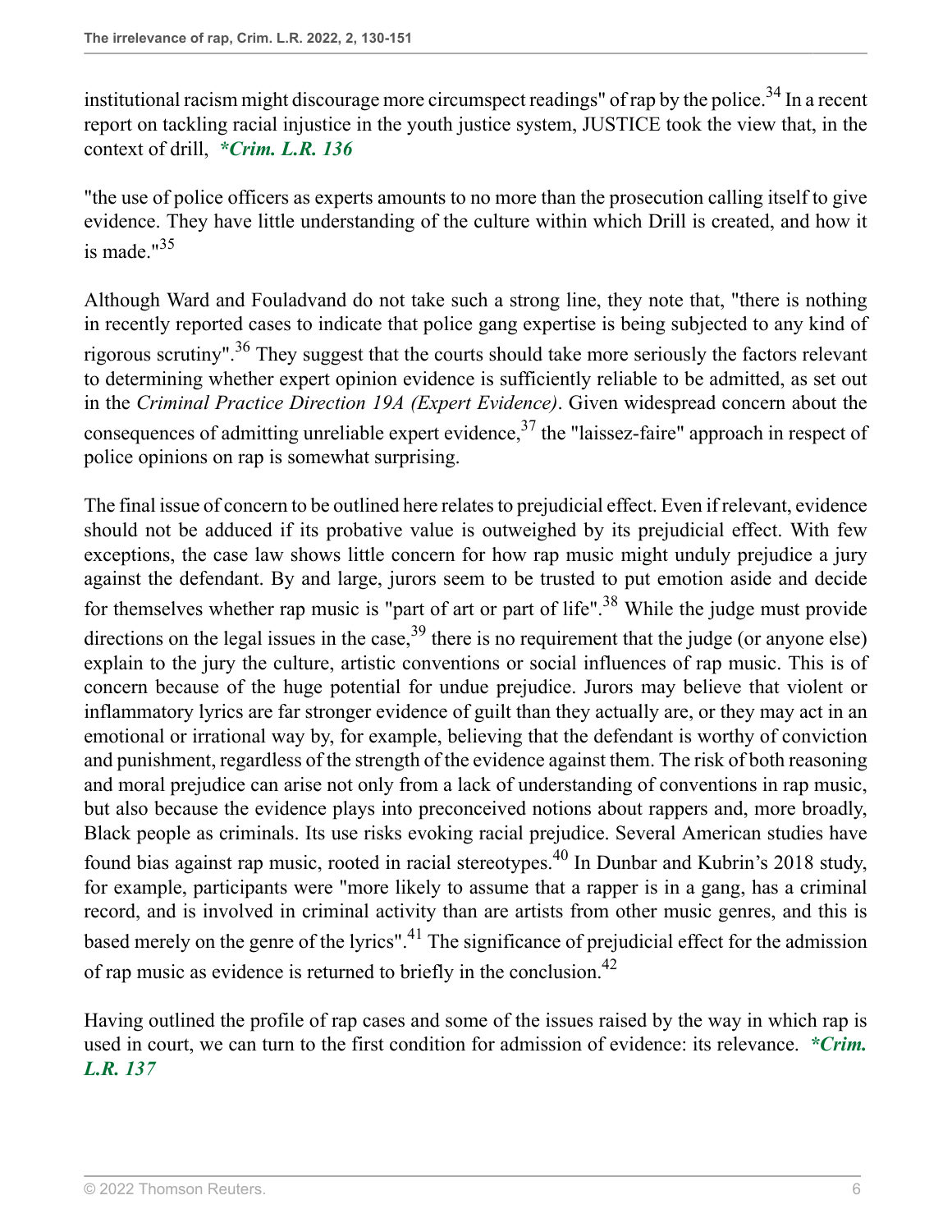institutional racism might discourage more circumspect readings" of rap by the police.[34] In a recent report on tackling racial injustice in the youth justice system, JUSTICE took the view that, in the context of drill, ***Crim. L.R. 136**

"the use of police officers as experts amounts to no more than the prosecution calling itself to give evidence. They have little understanding of the culture within which Drill is created, and how it is made."[35]

Although Ward and Fouladvand do not take such a strong line, they note that, "there is nothing in recently reported cases to indicate that police gang expertise is being subjected to any kind of rigorous scrutiny".[36] They suggest that the courts should take more seriously the factors relevant to determining whether expert opinion evidence is sufficiently reliable to be admitted, as set out in the *Criminal Practice Direction 19A (Expert Evidence)*. Given widespread concern about the consequences of admitting unreliable expert evidence,[37] the "laissez-faire" approach in respect of police opinions on rap is somewhat surprising.

The final issue of concern to be outlined here relates to prejudicial effect. Even if relevant, evidence should not be adduced if its probative value is outweighed by its prejudicial effect. With few exceptions, the case law shows little concern for how rap music might unduly prejudice a jury against the defendant. By and large, jurors seem to be trusted to put emotion aside and decide for themselves whether rap music is "part of art or part of life".[38] While the judge must provide directions on the legal issues in the case,[39] there is no requirement that the judge (or anyone else) explain to the jury the culture, artistic conventions or social influences of rap music. This is of concern because of the huge potential for undue prejudice. Jurors may believe that violent or inflammatory lyrics are far stronger evidence of guilt than they actually are, or they may act in an emotional or irrational way by, for example, believing that the defendant is worthy of conviction and punishment, regardless of the strength of the evidence against them. The risk of both reasoning and moral prejudice can arise not only from a lack of understanding of conventions in rap music, but also because the evidence plays into preconceived notions about rappers and, more broadly, Black people as criminals. Its use risks evoking racial prejudice. Several American studies have found bias against rap music, rooted in racial stereotypes.[40] In Dunbar and Kubrin's 2018 study, for example, participants were "more likely to assume that a rapper is in a gang, has a criminal record, and is involved in criminal activity than are artists from other music genres, and this is based merely on the genre of the lyrics".[41] The significance of prejudicial effect for the admission of rap music as evidence is returned to briefly in the conclusion.[42]

Having outlined the profile of rap cases and some of the issues raised by the way in which rap is used in court, we can turn to the first condition for admission of evidence: its relevance. ***Crim. L.R. 137**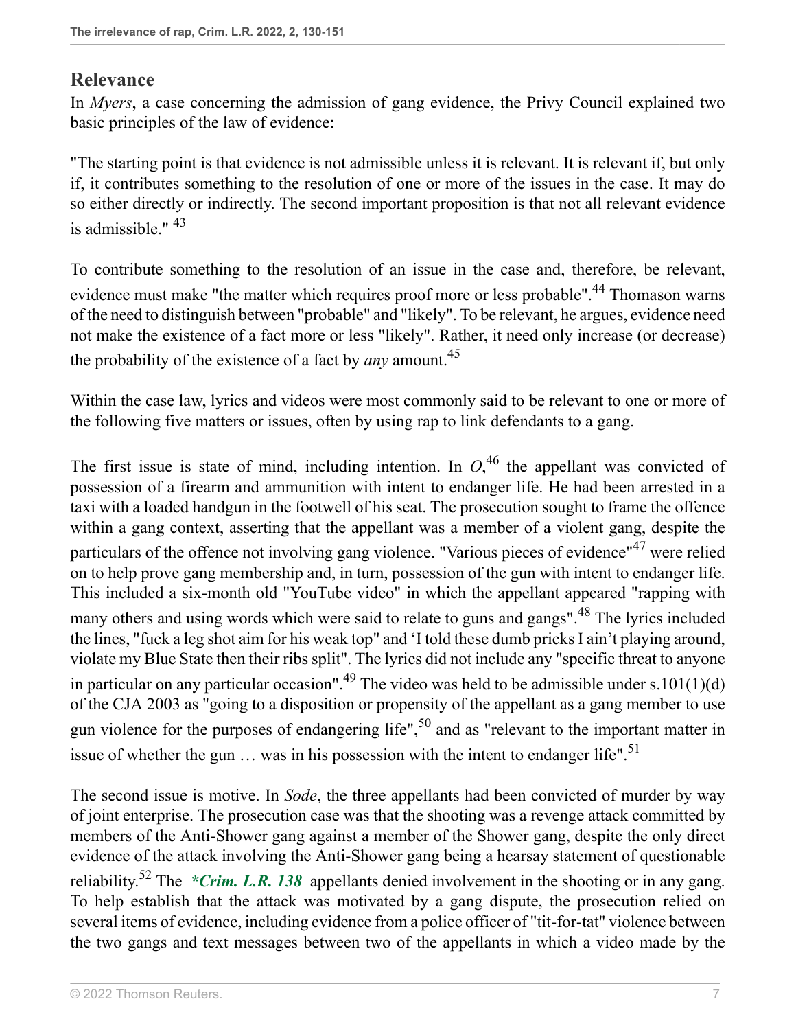## Relevance

In *Myers*, a case concerning the admission of gang evidence, the Privy Council explained two basic principles of the law of evidence:

"The starting point is that evidence is not admissible unless it is relevant. It is relevant if, but only if, it contributes something to the resolution of one or more of the issues in the case. It may do so either directly or indirectly. The second important proposition is that not all relevant evidence is admissible." [43]

To contribute something to the resolution of an issue in the case and, therefore, be relevant, evidence must make "the matter which requires proof more or less probable".[44] Thomason warns of the need to distinguish between "probable" and "likely". To be relevant, he argues, evidence need not make the existence of a fact more or less "likely". Rather, it need only increase (or decrease) the probability of the existence of a fact by *any* amount.[45]

Within the case law, lyrics and videos were most commonly said to be relevant to one or more of the following five matters or issues, often by using rap to link defendants to a gang.

The first issue is state of mind, including intention. In *O*,[46] the appellant was convicted of possession of a firearm and ammunition with intent to endanger life. He had been arrested in a taxi with a loaded handgun in the footwell of his seat. The prosecution sought to frame the offence within a gang context, asserting that the appellant was a member of a violent gang, despite the particulars of the offence not involving gang violence. "Various pieces of evidence"[47] were relied on to help prove gang membership and, in turn, possession of the gun with intent to endanger life. This included a six-month old "YouTube video" in which the appellant appeared "rapping with many others and using words which were said to relate to guns and gangs".[48] The lyrics included the lines, "fuck a leg shot aim for his weak top" and 'I told these dumb pricks I ain't playing around, violate my Blue State then their ribs split". The lyrics did not include any "specific threat to anyone in particular on any particular occasion".[49] The video was held to be admissible under s.101(1)(d) of the CJA 2003 as "going to a disposition or propensity of the appellant as a gang member to use gun violence for the purposes of endangering life",[50] and as "relevant to the important matter in issue of whether the gun … was in his possession with the intent to endanger life".[51]

The second issue is motive. In *Sode*, the three appellants had been convicted of murder by way of joint enterprise. The prosecution case was that the shooting was a revenge attack committed by members of the Anti-Shower gang against a member of the Shower gang, despite the only direct evidence of the attack involving the Anti-Shower gang being a hearsay statement of questionable reliability.[52] The ***Crim. L.R. 138** appellants denied involvement in the shooting or in any gang. To help establish that the attack was motivated by a gang dispute, the prosecution relied on several items of evidence, including evidence from a police officer of "tit-for-tat" violence between the two gangs and text messages between two of the appellants in which a video made by the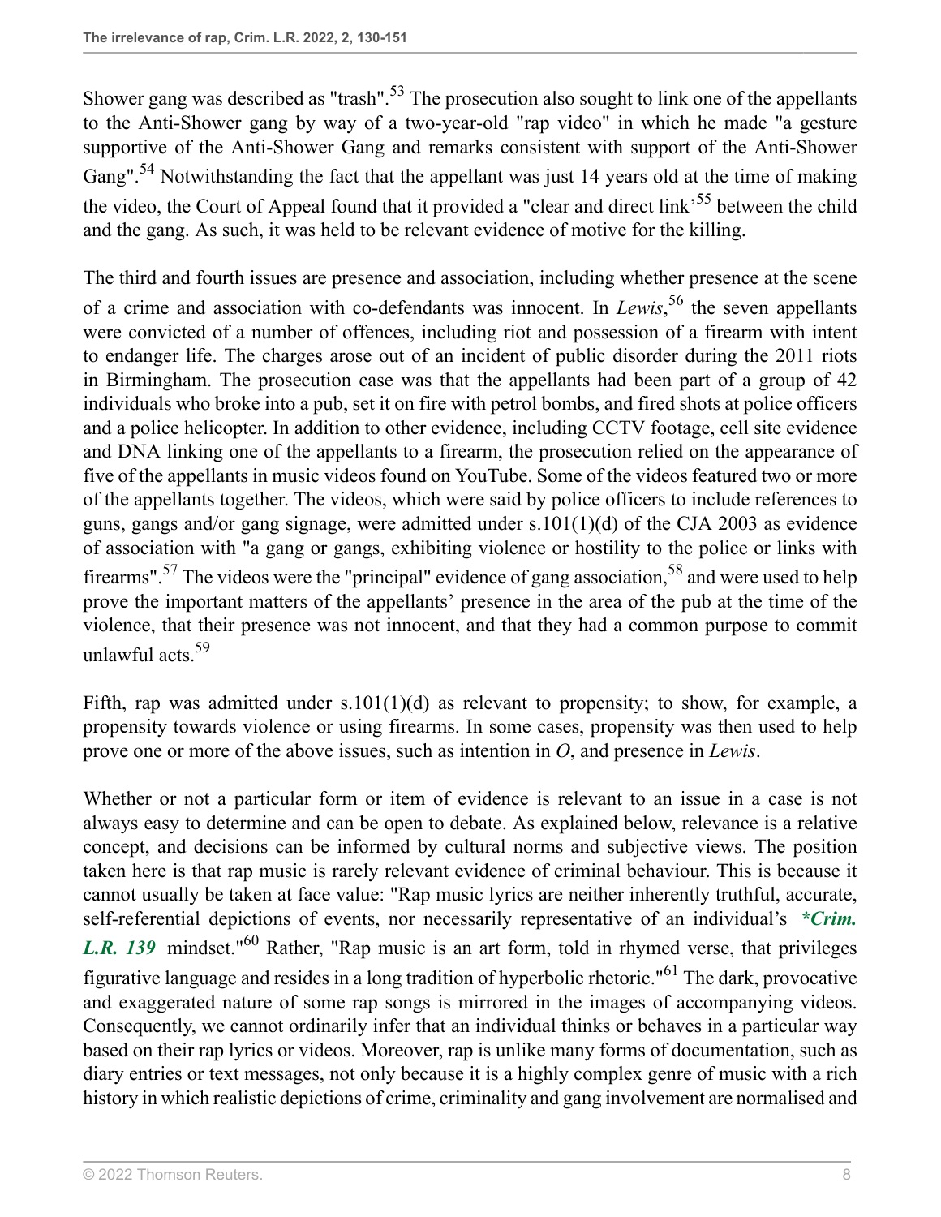Shower gang was described as "trash".[53] The prosecution also sought to link one of the appellants to the Anti-Shower gang by way of a two-year-old "rap video" in which he made "a gesture supportive of the Anti-Shower Gang and remarks consistent with support of the Anti-Shower Gang".[54] Notwithstanding the fact that the appellant was just 14 years old at the time of making the video, the Court of Appeal found that it provided a "clear and direct link'[55] between the child and the gang. As such, it was held to be relevant evidence of motive for the killing.

The third and fourth issues are presence and association, including whether presence at the scene of a crime and association with co-defendants was innocent. In *Lewis*,[56] the seven appellants were convicted of a number of offences, including riot and possession of a firearm with intent to endanger life. The charges arose out of an incident of public disorder during the 2011 riots in Birmingham. The prosecution case was that the appellants had been part of a group of 42 individuals who broke into a pub, set it on fire with petrol bombs, and fired shots at police officers and a police helicopter. In addition to other evidence, including CCTV footage, cell site evidence and DNA linking one of the appellants to a firearm, the prosecution relied on the appearance of five of the appellants in music videos found on YouTube. Some of the videos featured two or more of the appellants together. The videos, which were said by police officers to include references to guns, gangs and/or gang signage, were admitted under s.101(1)(d) of the CJA 2003 as evidence of association with "a gang or gangs, exhibiting violence or hostility to the police or links with firearms".[57] The videos were the "principal" evidence of gang association,[58] and were used to help prove the important matters of the appellants' presence in the area of the pub at the time of the violence, that their presence was not innocent, and that they had a common purpose to commit unlawful acts.[59]

Fifth, rap was admitted under s.101(1)(d) as relevant to propensity; to show, for example, a propensity towards violence or using firearms. In some cases, propensity was then used to help prove one or more of the above issues, such as intention in *O*, and presence in *Lewis*.

Whether or not a particular form or item of evidence is relevant to an issue in a case is not always easy to determine and can be open to debate. As explained below, relevance is a relative concept, and decisions can be informed by cultural norms and subjective views. The position taken here is that rap music is rarely relevant evidence of criminal behaviour. This is because it cannot usually be taken at face value: "Rap music lyrics are neither inherently truthful, accurate, self-referential depictions of events, nor necessarily representative of an individual's ***Crim. L.R. 139*** mindset."[60] Rather, "Rap music is an art form, told in rhymed verse, that privileges figurative language and resides in a long tradition of hyperbolic rhetoric."[61] The dark, provocative and exaggerated nature of some rap songs is mirrored in the images of accompanying videos. Consequently, we cannot ordinarily infer that an individual thinks or behaves in a particular way based on their rap lyrics or videos. Moreover, rap is unlike many forms of documentation, such as diary entries or text messages, not only because it is a highly complex genre of music with a rich history in which realistic depictions of crime, criminality and gang involvement are normalised and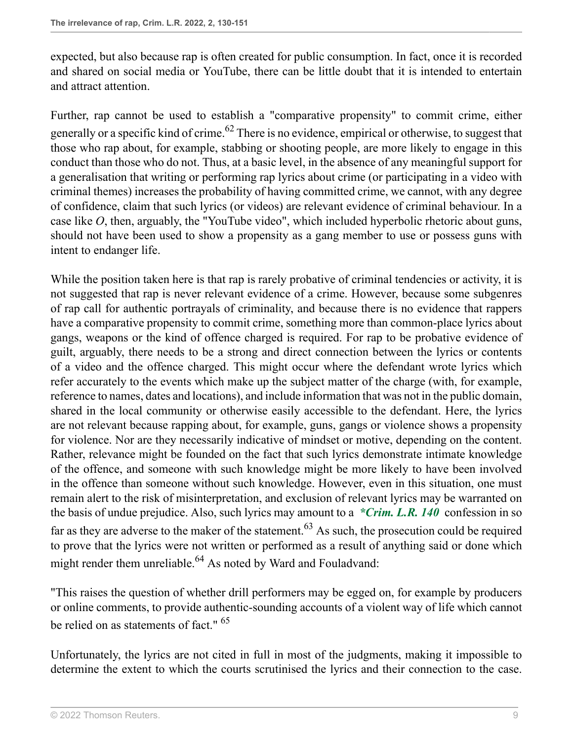expected, but also because rap is often created for public consumption. In fact, once it is recorded and shared on social media or YouTube, there can be little doubt that it is intended to entertain and attract attention.

Further, rap cannot be used to establish a "comparative propensity" to commit crime, either generally or a specific kind of crime.[62] There is no evidence, empirical or otherwise, to suggest that those who rap about, for example, stabbing or shooting people, are more likely to engage in this conduct than those who do not. Thus, at a basic level, in the absence of any meaningful support for a generalisation that writing or performing rap lyrics about crime (or participating in a video with criminal themes) increases the probability of having committed crime, we cannot, with any degree of confidence, claim that such lyrics (or videos) are relevant evidence of criminal behaviour. In a case like *O*, then, arguably, the "YouTube video", which included hyperbolic rhetoric about guns, should not have been used to show a propensity as a gang member to use or possess guns with intent to endanger life.

While the position taken here is that rap is rarely probative of criminal tendencies or activity, it is not suggested that rap is never relevant evidence of a crime. However, because some subgenres of rap call for authentic portrayals of criminality, and because there is no evidence that rappers have a comparative propensity to commit crime, something more than common-place lyrics about gangs, weapons or the kind of offence charged is required. For rap to be probative evidence of guilt, arguably, there needs to be a strong and direct connection between the lyrics or contents of a video and the offence charged. This might occur where the defendant wrote lyrics which refer accurately to the events which make up the subject matter of the charge (with, for example, reference to names, dates and locations), and include information that was not in the public domain, shared in the local community or otherwise easily accessible to the defendant. Here, the lyrics are not relevant because rapping about, for example, guns, gangs or violence shows a propensity for violence. Nor are they necessarily indicative of mindset or motive, depending on the content. Rather, relevance might be founded on the fact that such lyrics demonstrate intimate knowledge of the offence, and someone with such knowledge might be more likely to have been involved in the offence than someone without such knowledge. However, even in this situation, one must remain alert to the risk of misinterpretation, and exclusion of relevant lyrics may be warranted on the basis of undue prejudice. Also, such lyrics may amount to a ***Crim. L.R. 140** confession in so far as they are adverse to the maker of the statement.[63] As such, the prosecution could be required to prove that the lyrics were not written or performed as a result of anything said or done which might render them unreliable.[64] As noted by Ward and Fouladvand:

"This raises the question of whether drill performers may be egged on, for example by producers or online comments, to provide authentic-sounding accounts of a violent way of life which cannot be relied on as statements of fact." [65]

Unfortunately, the lyrics are not cited in full in most of the judgments, making it impossible to determine the extent to which the courts scrutinised the lyrics and their connection to the case.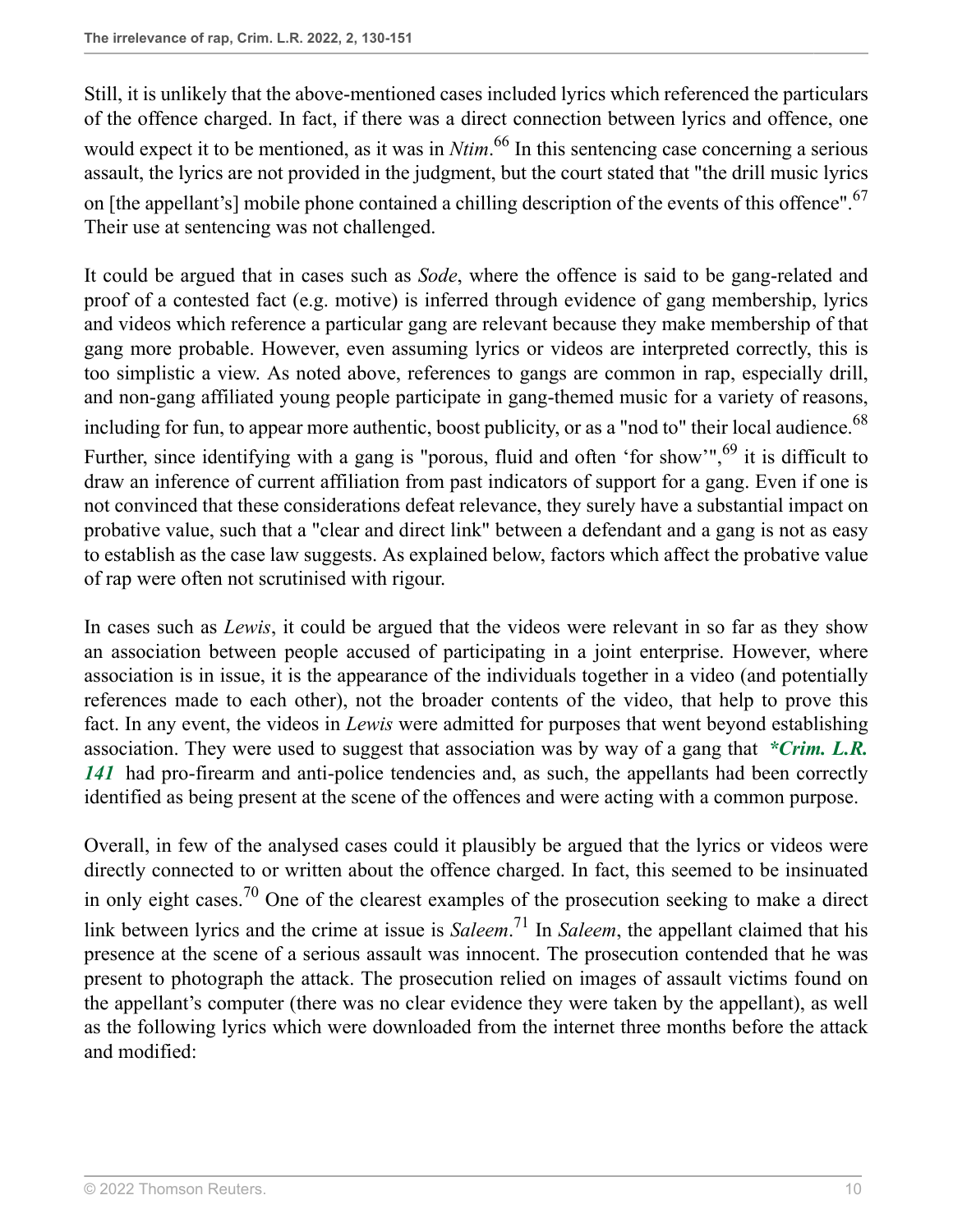Still, it is unlikely that the above-mentioned cases included lyrics which referenced the particulars of the offence charged. In fact, if there was a direct connection between lyrics and offence, one would expect it to be mentioned, as it was in *Ntim*.[66] In this sentencing case concerning a serious assault, the lyrics are not provided in the judgment, but the court stated that "the drill music lyrics on [the appellant's] mobile phone contained a chilling description of the events of this offence".[67] Their use at sentencing was not challenged.

It could be argued that in cases such as *Sode*, where the offence is said to be gang-related and proof of a contested fact (e.g. motive) is inferred through evidence of gang membership, lyrics and videos which reference a particular gang are relevant because they make membership of that gang more probable. However, even assuming lyrics or videos are interpreted correctly, this is too simplistic a view. As noted above, references to gangs are common in rap, especially drill, and non-gang affiliated young people participate in gang-themed music for a variety of reasons, including for fun, to appear more authentic, boost publicity, or as a "nod to" their local audience.[68] Further, since identifying with a gang is "porous, fluid and often 'for show'",[69] it is difficult to draw an inference of current affiliation from past indicators of support for a gang. Even if one is not convinced that these considerations defeat relevance, they surely have a substantial impact on probative value, such that a "clear and direct link" between a defendant and a gang is not as easy to establish as the case law suggests. As explained below, factors which affect the probative value of rap were often not scrutinised with rigour.

In cases such as *Lewis*, it could be argued that the videos were relevant in so far as they show an association between people accused of participating in a joint enterprise. However, where association is in issue, it is the appearance of the individuals together in a video (and potentially references made to each other), not the broader contents of the video, that help to prove this fact. In any event, the videos in *Lewis* were admitted for purposes that went beyond establishing association. They were used to suggest that association was by way of a gang that ***Crim. L.R. 141** had pro-firearm and anti-police tendencies and, as such, the appellants had been correctly identified as being present at the scene of the offences and were acting with a common purpose.

Overall, in few of the analysed cases could it plausibly be argued that the lyrics or videos were directly connected to or written about the offence charged. In fact, this seemed to be insinuated in only eight cases.[70] One of the clearest examples of the prosecution seeking to make a direct link between lyrics and the crime at issue is *Saleem*.[71] In *Saleem*, the appellant claimed that his presence at the scene of a serious assault was innocent. The prosecution contended that he was present to photograph the attack. The prosecution relied on images of assault victims found on the appellant's computer (there was no clear evidence they were taken by the appellant), as well as the following lyrics which were downloaded from the internet three months before the attack and modified: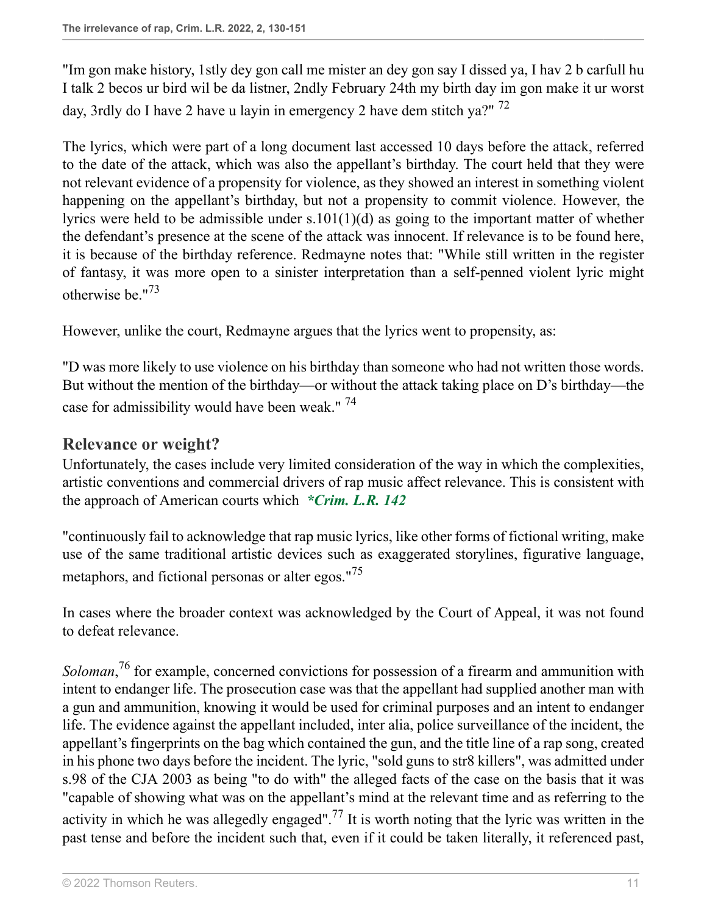"Im gon make history, 1stly dey gon call me mister an dey gon say I dissed ya, I hav 2 b carfull hu I talk 2 becos ur bird wil be da listner, 2ndly February 24th my birth day im gon make it ur worst day, 3rdly do I have 2 have u layin in emergency 2 have dem stitch ya?" [72]

The lyrics, which were part of a long document last accessed 10 days before the attack, referred to the date of the attack, which was also the appellant's birthday. The court held that they were not relevant evidence of a propensity for violence, as they showed an interest in something violent happening on the appellant's birthday, but not a propensity to commit violence. However, the lyrics were held to be admissible under s.101(1)(d) as going to the important matter of whether the defendant's presence at the scene of the attack was innocent. If relevance is to be found here, it is because of the birthday reference. Redmayne notes that: "While still written in the register of fantasy, it was more open to a sinister interpretation than a self-penned violent lyric might otherwise be."[73]

However, unlike the court, Redmayne argues that the lyrics went to propensity, as:

"D was more likely to use violence on his birthday than someone who had not written those words. But without the mention of the birthday—or without the attack taking place on D's birthday—the case for admissibility would have been weak." [74]

## Relevance or weight?

Unfortunately, the cases include very limited consideration of the way in which the complexities, artistic conventions and commercial drivers of rap music affect relevance. This is consistent with the approach of American courts which *\*Crim. L.R. 142*

"continuously fail to acknowledge that rap music lyrics, like other forms of fictional writing, make use of the same traditional artistic devices such as exaggerated storylines, figurative language, metaphors, and fictional personas or alter egos."[75]

In cases where the broader context was acknowledged by the Court of Appeal, it was not found to defeat relevance.

*Soloman*,[76] for example, concerned convictions for possession of a firearm and ammunition with intent to endanger life. The prosecution case was that the appellant had supplied another man with a gun and ammunition, knowing it would be used for criminal purposes and an intent to endanger life. The evidence against the appellant included, inter alia, police surveillance of the incident, the appellant's fingerprints on the bag which contained the gun, and the title line of a rap song, created in his phone two days before the incident. The lyric, "sold guns to str8 killers", was admitted under s.98 of the CJA 2003 as being "to do with" the alleged facts of the case on the basis that it was "capable of showing what was on the appellant's mind at the relevant time and as referring to the activity in which he was allegedly engaged".[77] It is worth noting that the lyric was written in the past tense and before the incident such that, even if it could be taken literally, it referenced past,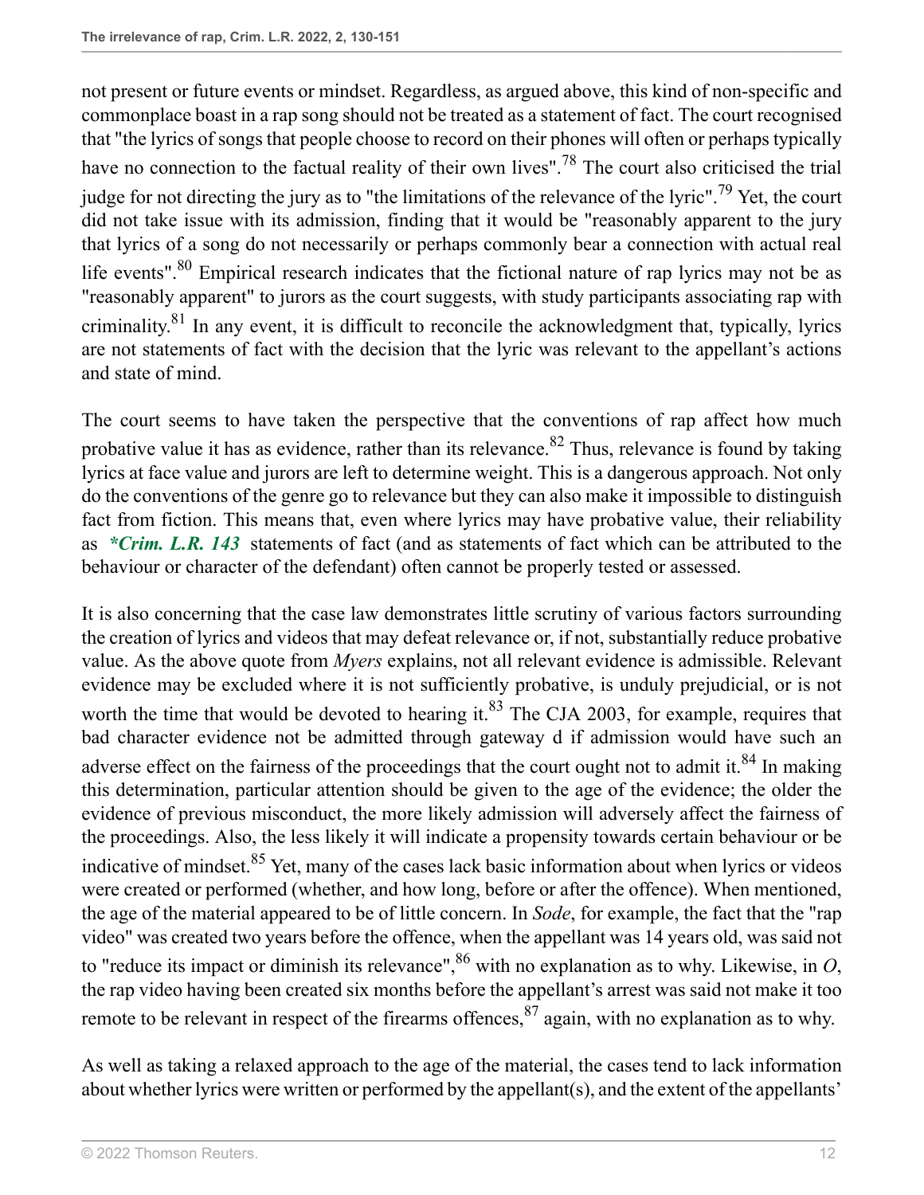not present or future events or mindset. Regardless, as argued above, this kind of non-specific and commonplace boast in a rap song should not be treated as a statement of fact. The court recognised that "the lyrics of songs that people choose to record on their phones will often or perhaps typically have no connection to the factual reality of their own lives".[78] The court also criticised the trial judge for not directing the jury as to "the limitations of the relevance of the lyric".[79] Yet, the court did not take issue with its admission, finding that it would be "reasonably apparent to the jury that lyrics of a song do not necessarily or perhaps commonly bear a connection with actual real life events".[80] Empirical research indicates that the fictional nature of rap lyrics may not be as "reasonably apparent" to jurors as the court suggests, with study participants associating rap with criminality.[81] In any event, it is difficult to reconcile the acknowledgment that, typically, lyrics are not statements of fact with the decision that the lyric was relevant to the appellant's actions and state of mind.

The court seems to have taken the perspective that the conventions of rap affect how much probative value it has as evidence, rather than its relevance.[82] Thus, relevance is found by taking lyrics at face value and jurors are left to determine weight. This is a dangerous approach. Not only do the conventions of the genre go to relevance but they can also make it impossible to distinguish fact from fiction. This means that, even where lyrics may have probative value, their reliability as ***Crim. L.R. 143*** statements of fact (and as statements of fact which can be attributed to the behaviour or character of the defendant) often cannot be properly tested or assessed.

It is also concerning that the case law demonstrates little scrutiny of various factors surrounding the creation of lyrics and videos that may defeat relevance or, if not, substantially reduce probative value. As the above quote from *Myers* explains, not all relevant evidence is admissible. Relevant evidence may be excluded where it is not sufficiently probative, is unduly prejudicial, or is not worth the time that would be devoted to hearing it.[83] The CJA 2003, for example, requires that bad character evidence not be admitted through gateway d if admission would have such an adverse effect on the fairness of the proceedings that the court ought not to admit it.[84] In making this determination, particular attention should be given to the age of the evidence; the older the evidence of previous misconduct, the more likely admission will adversely affect the fairness of the proceedings. Also, the less likely it will indicate a propensity towards certain behaviour or be indicative of mindset.[85] Yet, many of the cases lack basic information about when lyrics or videos were created or performed (whether, and how long, before or after the offence). When mentioned, the age of the material appeared to be of little concern. In *Sode*, for example, the fact that the "rap video" was created two years before the offence, when the appellant was 14 years old, was said not to "reduce its impact or diminish its relevance",[86] with no explanation as to why. Likewise, in *O*, the rap video having been created six months before the appellant's arrest was said not make it too remote to be relevant in respect of the firearms offences,[87] again, with no explanation as to why.

As well as taking a relaxed approach to the age of the material, the cases tend to lack information about whether lyrics were written or performed by the appellant(s), and the extent of the appellants'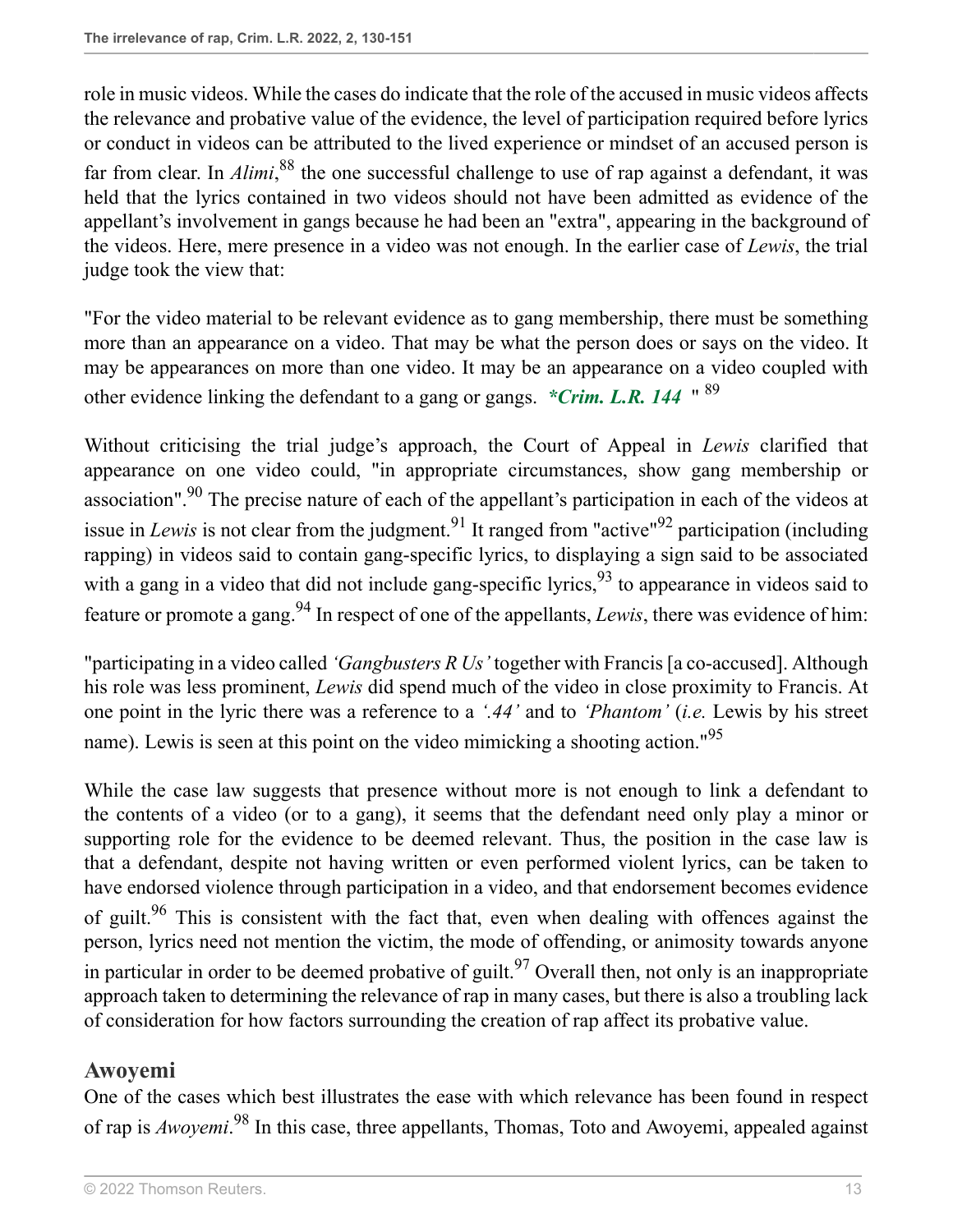role in music videos. While the cases do indicate that the role of the accused in music videos affects the relevance and probative value of the evidence, the level of participation required before lyrics or conduct in videos can be attributed to the lived experience or mindset of an accused person is far from clear. In *Alimi*,[88] the one successful challenge to use of rap against a defendant, it was held that the lyrics contained in two videos should not have been admitted as evidence of the appellant's involvement in gangs because he had been an "extra", appearing in the background of the videos. Here, mere presence in a video was not enough. In the earlier case of *Lewis*, the trial judge took the view that:

"For the video material to be relevant evidence as to gang membership, there must be something more than an appearance on a video. That may be what the person does or says on the video. It may be appearances on more than one video. It may be an appearance on a video coupled with other evidence linking the defendant to a gang or gangs. ***Crim. L.R. 144** "[89]

Without criticising the trial judge's approach, the Court of Appeal in *Lewis* clarified that appearance on one video could, "in appropriate circumstances, show gang membership or association".[90] The precise nature of each of the appellant's participation in each of the videos at issue in *Lewis* is not clear from the judgment.[91] It ranged from "active"[92] participation (including rapping) in videos said to contain gang-specific lyrics, to displaying a sign said to be associated with a gang in a video that did not include gang-specific lyrics,[93] to appearance in videos said to feature or promote a gang.[94] In respect of one of the appellants, *Lewis*, there was evidence of him:

"participating in a video called *'Gangbusters R Us'* together with Francis [a co-accused]. Although his role was less prominent, *Lewis* did spend much of the video in close proximity to Francis. At one point in the lyric there was a reference to a *'.44'* and to *'Phantom'* (*i.e.* Lewis by his street name). Lewis is seen at this point on the video mimicking a shooting action."[95]

While the case law suggests that presence without more is not enough to link a defendant to the contents of a video (or to a gang), it seems that the defendant need only play a minor or supporting role for the evidence to be deemed relevant. Thus, the position in the case law is that a defendant, despite not having written or even performed violent lyrics, can be taken to have endorsed violence through participation in a video, and that endorsement becomes evidence of guilt.[96] This is consistent with the fact that, even when dealing with offences against the person, lyrics need not mention the victim, the mode of offending, or animosity towards anyone in particular in order to be deemed probative of guilt.[97] Overall then, not only is an inappropriate approach taken to determining the relevance of rap in many cases, but there is also a troubling lack of consideration for how factors surrounding the creation of rap affect its probative value.

## Awoyemi

One of the cases which best illustrates the ease with which relevance has been found in respect of rap is *Awoyemi*.[98] In this case, three appellants, Thomas, Toto and Awoyemi, appealed against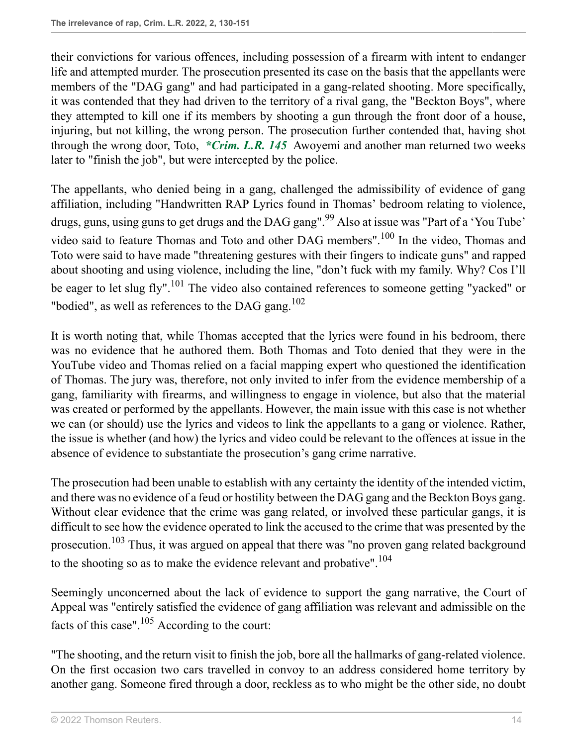their convictions for various offences, including possession of a firearm with intent to endanger life and attempted murder. The prosecution presented its case on the basis that the appellants were members of the "DAG gang" and had participated in a gang-related shooting. More specifically, it was contended that they had driven to the territory of a rival gang, the "Beckton Boys", where they attempted to kill one if its members by shooting a gun through the front door of a house, injuring, but not killing, the wrong person. The prosecution further contended that, having shot through the wrong door, Toto, *\*Crim. L.R. 145* Awoyemi and another man returned two weeks later to "finish the job", but were intercepted by the police.

The appellants, who denied being in a gang, challenged the admissibility of evidence of gang affiliation, including "Handwritten RAP Lyrics found in Thomas' bedroom relating to violence, drugs, guns, using guns to get drugs and the DAG gang".[99] Also at issue was "Part of a 'You Tube' video said to feature Thomas and Toto and other DAG members".[100] In the video, Thomas and Toto were said to have made "threatening gestures with their fingers to indicate guns" and rapped about shooting and using violence, including the line, "don't fuck with my family. Why? Cos I'll be eager to let slug fly".[101] The video also contained references to someone getting "yacked" or "bodied", as well as references to the DAG gang.[102]

It is worth noting that, while Thomas accepted that the lyrics were found in his bedroom, there was no evidence that he authored them. Both Thomas and Toto denied that they were in the YouTube video and Thomas relied on a facial mapping expert who questioned the identification of Thomas. The jury was, therefore, not only invited to infer from the evidence membership of a gang, familiarity with firearms, and willingness to engage in violence, but also that the material was created or performed by the appellants. However, the main issue with this case is not whether we can (or should) use the lyrics and videos to link the appellants to a gang or violence. Rather, the issue is whether (and how) the lyrics and video could be relevant to the offences at issue in the absence of evidence to substantiate the prosecution's gang crime narrative.

The prosecution had been unable to establish with any certainty the identity of the intended victim, and there was no evidence of a feud or hostility between the DAG gang and the Beckton Boys gang. Without clear evidence that the crime was gang related, or involved these particular gangs, it is difficult to see how the evidence operated to link the accused to the crime that was presented by the prosecution.[103] Thus, it was argued on appeal that there was "no proven gang related background to the shooting so as to make the evidence relevant and probative".[104]

Seemingly unconcerned about the lack of evidence to support the gang narrative, the Court of Appeal was "entirely satisfied the evidence of gang affiliation was relevant and admissible on the facts of this case".[105] According to the court:

"The shooting, and the return visit to finish the job, bore all the hallmarks of gang-related violence. On the first occasion two cars travelled in convoy to an address considered home territory by another gang. Someone fired through a door, reckless as to who might be the other side, no doubt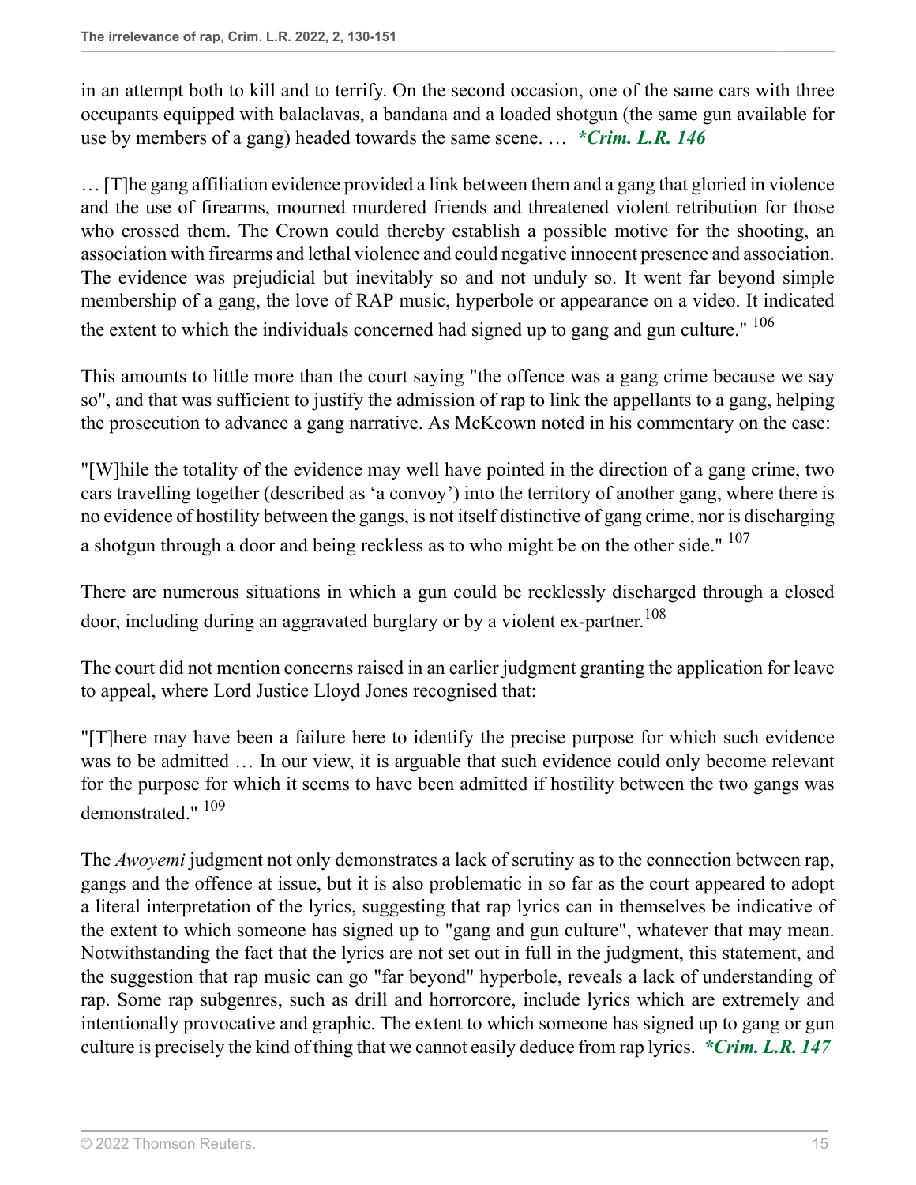in an attempt both to kill and to terrify. On the second occasion, one of the same cars with three occupants equipped with balaclavas, a bandana and a loaded shotgun (the same gun available for use by members of a gang) headed towards the same scene. … *\*Crim. L.R. 146*

… [T]he gang affiliation evidence provided a link between them and a gang that gloried in violence and the use of firearms, mourned murdered friends and threatened violent retribution for those who crossed them. The Crown could thereby establish a possible motive for the shooting, an association with firearms and lethal violence and could negative innocent presence and association. The evidence was prejudicial but inevitably so and not unduly so. It went far beyond simple membership of a gang, the love of RAP music, hyperbole or appearance on a video. It indicated the extent to which the individuals concerned had signed up to gang and gun culture." [106]

This amounts to little more than the court saying "the offence was a gang crime because we say so", and that was sufficient to justify the admission of rap to link the appellants to a gang, helping the prosecution to advance a gang narrative. As McKeown noted in his commentary on the case:

"[W]hile the totality of the evidence may well have pointed in the direction of a gang crime, two cars travelling together (described as 'a convoy') into the territory of another gang, where there is no evidence of hostility between the gangs, is not itself distinctive of gang crime, nor is discharging a shotgun through a door and being reckless as to who might be on the other side." [107]

There are numerous situations in which a gun could be recklessly discharged through a closed door, including during an aggravated burglary or by a violent ex-partner.[108]

The court did not mention concerns raised in an earlier judgment granting the application for leave to appeal, where Lord Justice Lloyd Jones recognised that:

"[T]here may have been a failure here to identify the precise purpose for which such evidence was to be admitted … In our view, it is arguable that such evidence could only become relevant for the purpose for which it seems to have been admitted if hostility between the two gangs was demonstrated." [109]

The *Awoyemi* judgment not only demonstrates a lack of scrutiny as to the connection between rap, gangs and the offence at issue, but it is also problematic in so far as the court appeared to adopt a literal interpretation of the lyrics, suggesting that rap lyrics can in themselves be indicative of the extent to which someone has signed up to "gang and gun culture", whatever that may mean. Notwithstanding the fact that the lyrics are not set out in full in the judgment, this statement, and the suggestion that rap music can go "far beyond" hyperbole, reveals a lack of understanding of rap. Some rap subgenres, such as drill and horrorcore, include lyrics which are extremely and intentionally provocative and graphic. The extent to which someone has signed up to gang or gun culture is precisely the kind of thing that we cannot easily deduce from rap lyrics. *\*Crim. L.R. 147*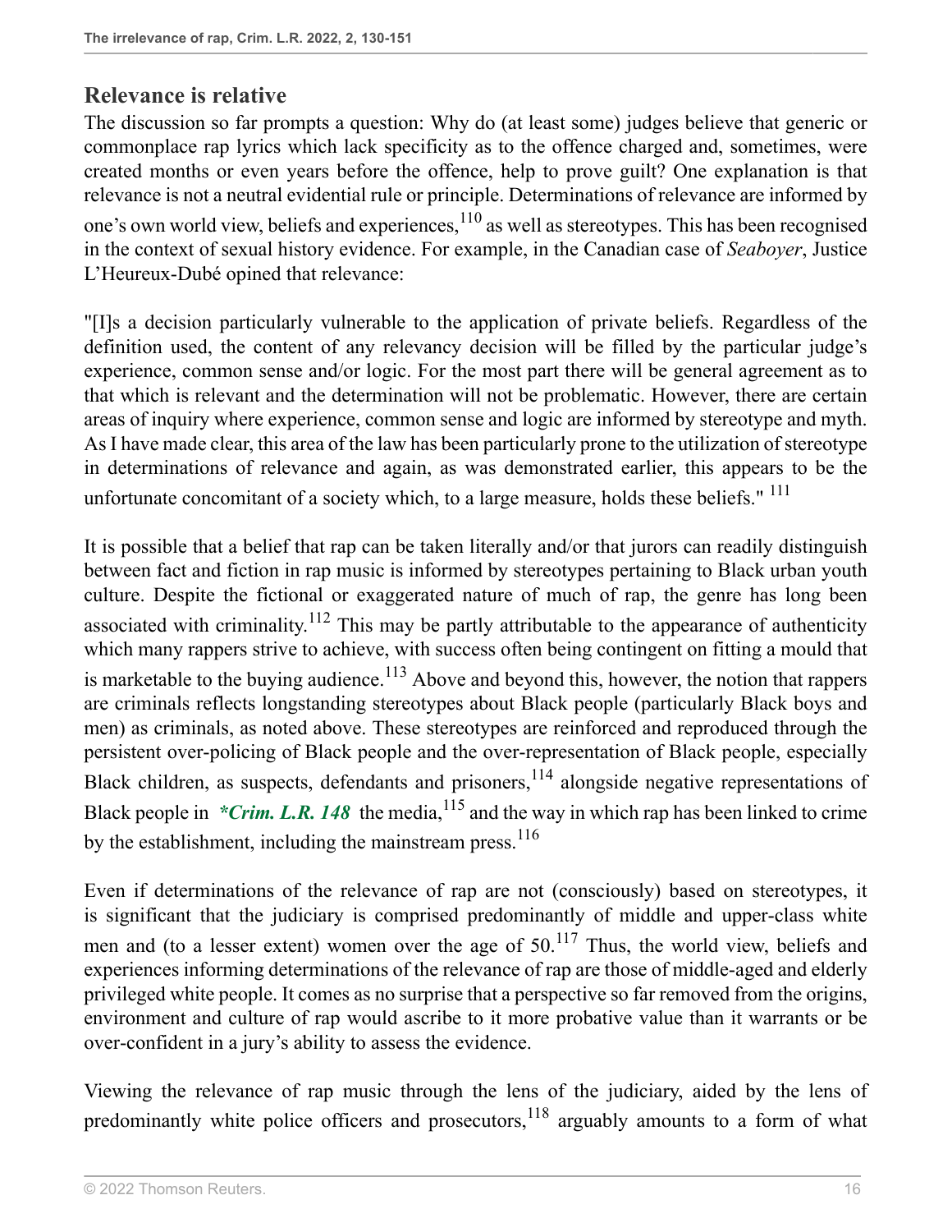## Relevance is relative

The discussion so far prompts a question: Why do (at least some) judges believe that generic or commonplace rap lyrics which lack specificity as to the offence charged and, sometimes, were created months or even years before the offence, help to prove guilt? One explanation is that relevance is not a neutral evidential rule or principle. Determinations of relevance are informed by one's own world view, beliefs and experiences,[110] as well as stereotypes. This has been recognised in the context of sexual history evidence. For example, in the Canadian case of *Seaboyer*, Justice L'Heureux-Dubé opined that relevance:

"[I]s a decision particularly vulnerable to the application of private beliefs. Regardless of the definition used, the content of any relevancy decision will be filled by the particular judge's experience, common sense and/or logic. For the most part there will be general agreement as to that which is relevant and the determination will not be problematic. However, there are certain areas of inquiry where experience, common sense and logic are informed by stereotype and myth. As I have made clear, this area of the law has been particularly prone to the utilization of stereotype in determinations of relevance and again, as was demonstrated earlier, this appears to be the unfortunate concomitant of a society which, to a large measure, holds these beliefs." [111]

It is possible that a belief that rap can be taken literally and/or that jurors can readily distinguish between fact and fiction in rap music is informed by stereotypes pertaining to Black urban youth culture. Despite the fictional or exaggerated nature of much of rap, the genre has long been associated with criminality.[112] This may be partly attributable to the appearance of authenticity which many rappers strive to achieve, with success often being contingent on fitting a mould that is marketable to the buying audience.[113] Above and beyond this, however, the notion that rappers are criminals reflects longstanding stereotypes about Black people (particularly Black boys and men) as criminals, as noted above. These stereotypes are reinforced and reproduced through the persistent over-policing of Black people and the over-representation of Black people, especially Black children, as suspects, defendants and prisoners,[114] alongside negative representations of Black people in ***Crim. L.R. 148** the media,[115] and the way in which rap has been linked to crime by the establishment, including the mainstream press.[116]

Even if determinations of the relevance of rap are not (consciously) based on stereotypes, it is significant that the judiciary is comprised predominantly of middle and upper-class white men and (to a lesser extent) women over the age of 50.[117] Thus, the world view, beliefs and experiences informing determinations of the relevance of rap are those of middle-aged and elderly privileged white people. It comes as no surprise that a perspective so far removed from the origins, environment and culture of rap would ascribe to it more probative value than it warrants or be over-confident in a jury's ability to assess the evidence.

Viewing the relevance of rap music through the lens of the judiciary, aided by the lens of predominantly white police officers and prosecutors,[118] arguably amounts to a form of what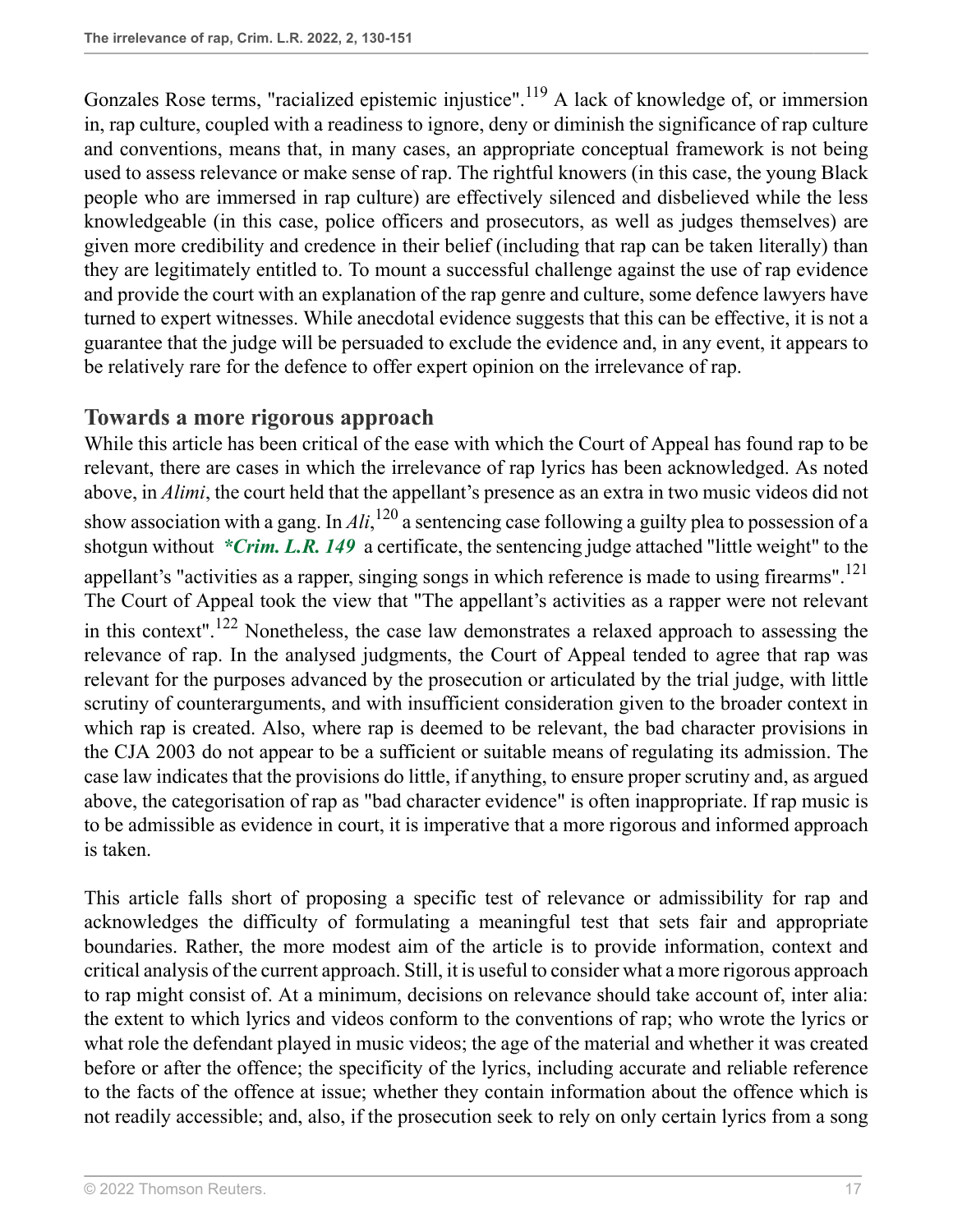Gonzales Rose terms, "racialized epistemic injustice".[119] A lack of knowledge of, or immersion in, rap culture, coupled with a readiness to ignore, deny or diminish the significance of rap culture and conventions, means that, in many cases, an appropriate conceptual framework is not being used to assess relevance or make sense of rap. The rightful knowers (in this case, the young Black people who are immersed in rap culture) are effectively silenced and disbelieved while the less knowledgeable (in this case, police officers and prosecutors, as well as judges themselves) are given more credibility and credence in their belief (including that rap can be taken literally) than they are legitimately entitled to. To mount a successful challenge against the use of rap evidence and provide the court with an explanation of the rap genre and culture, some defence lawyers have turned to expert witnesses. While anecdotal evidence suggests that this can be effective, it is not a guarantee that the judge will be persuaded to exclude the evidence and, in any event, it appears to be relatively rare for the defence to offer expert opinion on the irrelevance of rap.

## Towards a more rigorous approach

While this article has been critical of the ease with which the Court of Appeal has found rap to be relevant, there are cases in which the irrelevance of rap lyrics has been acknowledged. As noted above, in *Alimi*, the court held that the appellant's presence as an extra in two music videos did not show association with a gang. In *Ali*,[120] a sentencing case following a guilty plea to possession of a shotgun without *\*Crim. L.R. 149* a certificate, the sentencing judge attached "little weight" to the appellant's "activities as a rapper, singing songs in which reference is made to using firearms".[121] The Court of Appeal took the view that "The appellant's activities as a rapper were not relevant in this context".[122] Nonetheless, the case law demonstrates a relaxed approach to assessing the relevance of rap. In the analysed judgments, the Court of Appeal tended to agree that rap was relevant for the purposes advanced by the prosecution or articulated by the trial judge, with little scrutiny of counterarguments, and with insufficient consideration given to the broader context in which rap is created. Also, where rap is deemed to be relevant, the bad character provisions in the CJA 2003 do not appear to be a sufficient or suitable means of regulating its admission. The case law indicates that the provisions do little, if anything, to ensure proper scrutiny and, as argued above, the categorisation of rap as "bad character evidence" is often inappropriate. If rap music is to be admissible as evidence in court, it is imperative that a more rigorous and informed approach is taken.

This article falls short of proposing a specific test of relevance or admissibility for rap and acknowledges the difficulty of formulating a meaningful test that sets fair and appropriate boundaries. Rather, the more modest aim of the article is to provide information, context and critical analysis of the current approach. Still, it is useful to consider what a more rigorous approach to rap might consist of. At a minimum, decisions on relevance should take account of, inter alia: the extent to which lyrics and videos conform to the conventions of rap; who wrote the lyrics or what role the defendant played in music videos; the age of the material and whether it was created before or after the offence; the specificity of the lyrics, including accurate and reliable reference to the facts of the offence at issue; whether they contain information about the offence which is not readily accessible; and, also, if the prosecution seek to rely on only certain lyrics from a song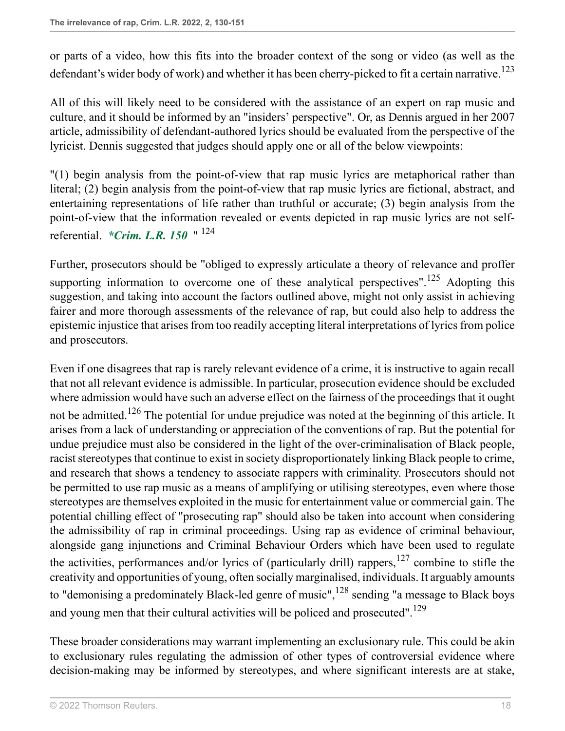or parts of a video, how this fits into the broader context of the song or video (as well as the defendant's wider body of work) and whether it has been cherry-picked to fit a certain narrative.[123]

All of this will likely need to be considered with the assistance of an expert on rap music and culture, and it should be informed by an "insiders' perspective". Or, as Dennis argued in her 2007 article, admissibility of defendant-authored lyrics should be evaluated from the perspective of the lyricist. Dennis suggested that judges should apply one or all of the below viewpoints:

"(1) begin analysis from the point-of-view that rap music lyrics are metaphorical rather than literal; (2) begin analysis from the point-of-view that rap music lyrics are fictional, abstract, and entertaining representations of life rather than truthful or accurate; (3) begin analysis from the point-of-view that the information revealed or events depicted in rap music lyrics are not self-referential. ***Crim. L.R. 150** "[124]

Further, prosecutors should be "obliged to expressly articulate a theory of relevance and proffer supporting information to overcome one of these analytical perspectives".[125] Adopting this suggestion, and taking into account the factors outlined above, might not only assist in achieving fairer and more thorough assessments of the relevance of rap, but could also help to address the epistemic injustice that arises from too readily accepting literal interpretations of lyrics from police and prosecutors.

Even if one disagrees that rap is rarely relevant evidence of a crime, it is instructive to again recall that not all relevant evidence is admissible. In particular, prosecution evidence should be excluded where admission would have such an adverse effect on the fairness of the proceedings that it ought not be admitted.[126] The potential for undue prejudice was noted at the beginning of this article. It arises from a lack of understanding or appreciation of the conventions of rap. But the potential for undue prejudice must also be considered in the light of the over-criminalisation of Black people, racist stereotypes that continue to exist in society disproportionately linking Black people to crime, and research that shows a tendency to associate rappers with criminality. Prosecutors should not be permitted to use rap music as a means of amplifying or utilising stereotypes, even where those stereotypes are themselves exploited in the music for entertainment value or commercial gain. The potential chilling effect of "prosecuting rap" should also be taken into account when considering the admissibility of rap in criminal proceedings. Using rap as evidence of criminal behaviour, alongside gang injunctions and Criminal Behaviour Orders which have been used to regulate the activities, performances and/or lyrics of (particularly drill) rappers,[127] combine to stifle the creativity and opportunities of young, often socially marginalised, individuals. It arguably amounts to "demonising a predominately Black-led genre of music",[128] sending "a message to Black boys and young men that their cultural activities will be policed and prosecuted".[129]

These broader considerations may warrant implementing an exclusionary rule. This could be akin to exclusionary rules regulating the admission of other types of controversial evidence where decision-making may be informed by stereotypes, and where significant interests are at stake,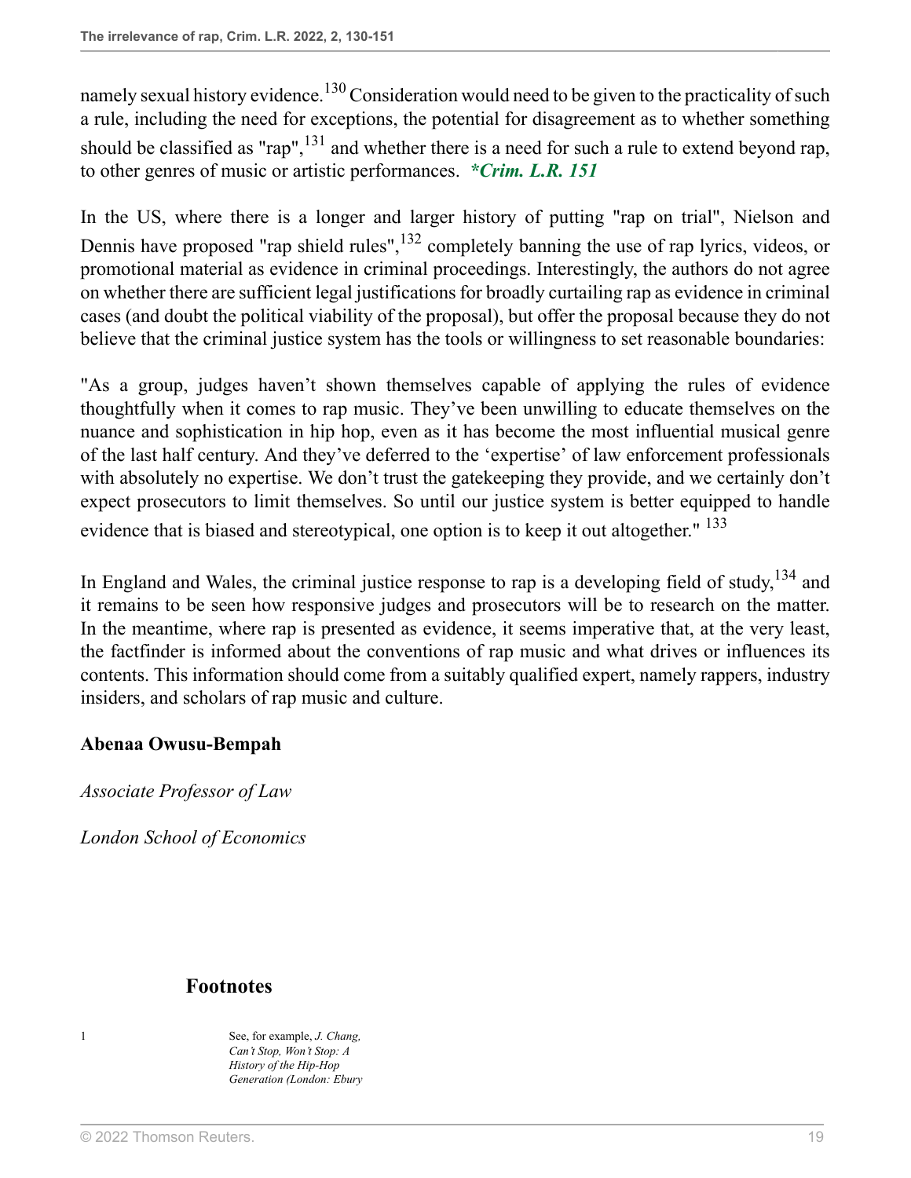namely sexual history evidence.[130] Consideration would need to be given to the practicality of such a rule, including the need for exceptions, the potential for disagreement as to whether something should be classified as "rap",[131] and whether there is a need for such a rule to extend beyond rap, to other genres of music or artistic performances. ***Crim. L.R. 151***

In the US, where there is a longer and larger history of putting "rap on trial", Nielson and Dennis have proposed "rap shield rules",[132] completely banning the use of rap lyrics, videos, or promotional material as evidence in criminal proceedings. Interestingly, the authors do not agree on whether there are sufficient legal justifications for broadly curtailing rap as evidence in criminal cases (and doubt the political viability of the proposal), but offer the proposal because they do not believe that the criminal justice system has the tools or willingness to set reasonable boundaries:

"As a group, judges haven't shown themselves capable of applying the rules of evidence thoughtfully when it comes to rap music. They've been unwilling to educate themselves on the nuance and sophistication in hip hop, even as it has become the most influential musical genre of the last half century. And they've deferred to the 'expertise' of law enforcement professionals with absolutely no expertise. We don't trust the gatekeeping they provide, and we certainly don't expect prosecutors to limit themselves. So until our justice system is better equipped to handle evidence that is biased and stereotypical, one option is to keep it out altogether." [133]

In England and Wales, the criminal justice response to rap is a developing field of study,[134] and it remains to be seen how responsive judges and prosecutors will be to research on the matter. In the meantime, where rap is presented as evidence, it seems imperative that, at the very least, the factfinder is informed about the conventions of rap music and what drives or influences its contents. This information should come from a suitably qualified expert, namely rappers, industry insiders, and scholars of rap music and culture.

**Abenaa Owusu-Bempah**

*Associate Professor of Law*

*London School of Economics*

## Footnotes

1 See, for example, *J. Chang, Can't Stop, Won't Stop: A History of the Hip-Hop Generation (London: Ebury*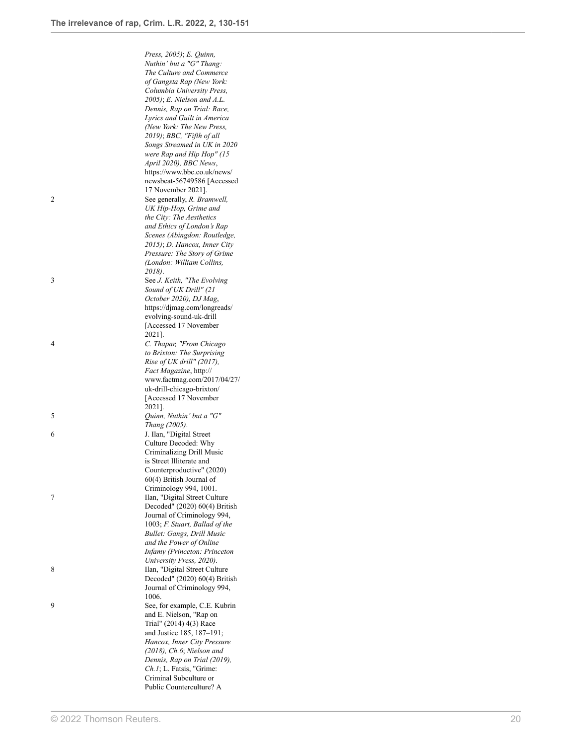*Press, 2005)*; *E. Quinn, Nuthin' but a "G" Thang: The Culture and Commerce of Gangsta Rap (New York: Columbia University Press, 2005)*; *E. Nielson and A.L. Dennis, Rap on Trial: Race, Lyrics and Guilt in America (New York: The New Press, 2019)*; *BBC, "Fifth of all Songs Streamed in UK in 2020 were Rap and Hip Hop" (15 April 2020), BBC News*, https://www.bbc.co.uk/news/newsbeat-56749586 [Accessed 17 November 2021].

2 See generally, *R. Bramwell, UK Hip-Hop, Grime and the City: The Aesthetics and Ethics of London's Rap Scenes (Abingdon: Routledge, 2015)*; *D. Hancox, Inner City Pressure: The Story of Grime (London: William Collins, 2018)*.

3 See *J. Keith, "The Evolving Sound of UK Drill" (21 October 2020), DJ Mag*, https://djmag.com/longreads/evolving-sound-uk-drill [Accessed 17 November 2021].

4 *C. Thapar, "From Chicago to Brixton: The Surprising Rise of UK drill" (2017), Fact Magazine*, http://www.factmag.com/2017/04/27/uk-drill-chicago-brixton/ [Accessed 17 November 2021].

5 *Quinn, Nuthin' but a "G" Thang (2005)*.

6 J. Ilan, "Digital Street Culture Decoded: Why Criminalizing Drill Music is Street Illiterate and Counterproductive" (2020) 60(4) British Journal of Criminology 994, 1001.

7 Ilan, "Digital Street Culture Decoded" (2020) 60(4) British Journal of Criminology 994, 1003; *F. Stuart, Ballad of the Bullet: Gangs, Drill Music and the Power of Online Infamy (Princeton: Princeton University Press, 2020)*.

8 Ilan, "Digital Street Culture Decoded" (2020) 60(4) British Journal of Criminology 994, 1006.

9 See, for example, C.E. Kubrin and E. Nielson, "Rap on Trial" (2014) 4(3) Race and Justice 185, 187–191; *Hancox, Inner City Pressure (2018), Ch.6*; *Nielson and Dennis, Rap on Trial (2019), Ch.1*; L. Fatsis, "Grime: Criminal Subculture or Public Counterculture? A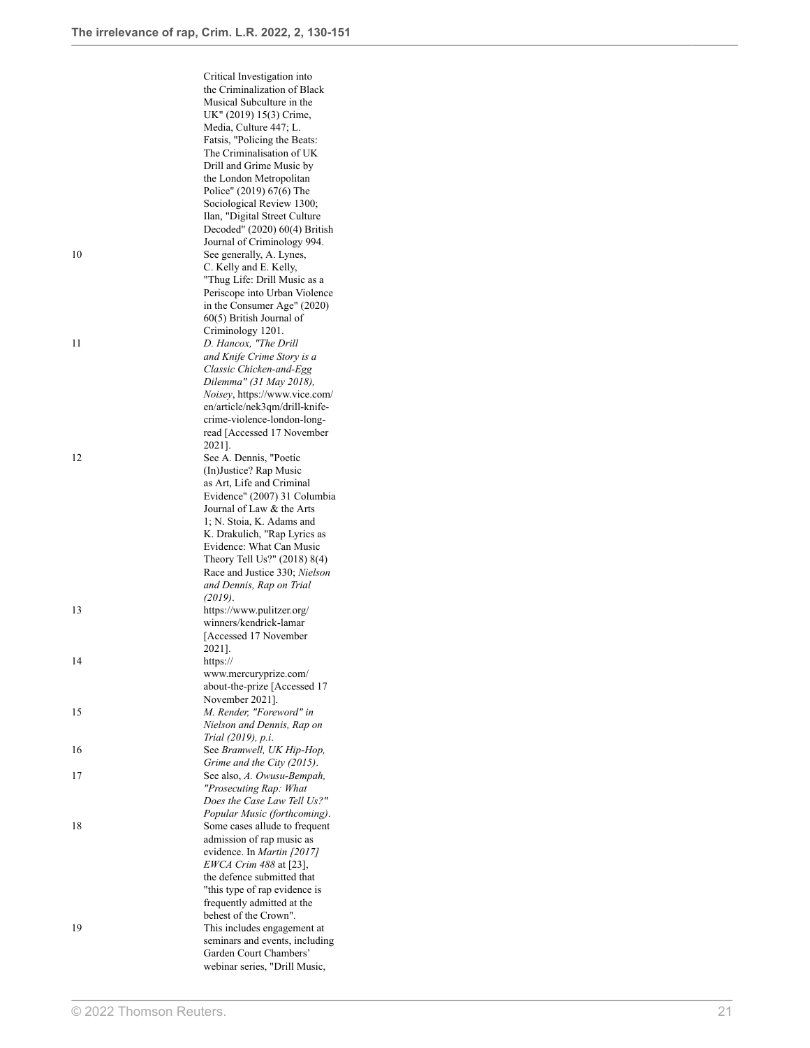Critical Investigation into the Criminalization of Black Musical Subculture in the UK" (2019) 15(3) Crime, Media, Culture 447; L. Fatsis, "Policing the Beats: The Criminalisation of UK Drill and Grime Music by the London Metropolitan Police" (2019) 67(6) The Sociological Review 1300; Ilan, "Digital Street Culture Decoded" (2020) 60(4) British Journal of Criminology 994.

10 See generally, A. Lynes, C. Kelly and E. Kelly, "Thug Life: Drill Music as a Periscope into Urban Violence in the Consumer Age" (2020) 60(5) British Journal of Criminology 1201.

11 *D. Hancox, "The Drill and Knife Crime Story is a Classic Chicken-and-Egg Dilemma" (31 May 2018), Noisey*, https://www.vice.com/en/article/nek3qm/drill-knife-crime-violence-london-long-read [Accessed 17 November 2021].

12 See A. Dennis, "Poetic (In)Justice? Rap Music as Art, Life and Criminal Evidence" (2007) 31 Columbia Journal of Law & the Arts 1; N. Stoia, K. Adams and K. Drakulich, "Rap Lyrics as Evidence: What Can Music Theory Tell Us?" (2018) 8(4) Race and Justice 330; *Nielson and Dennis, Rap on Trial (2019)*.

13 https://www.pulitzer.org/winners/kendrick-lamar [Accessed 17 November 2021].

14 https://www.mercuryprize.com/about-the-prize [Accessed 17 November 2021].

15 *M. Render, "Foreword" in Nielson and Dennis, Rap on Trial (2019), p.i*.

16 See *Bramwell, UK Hip-Hop, Grime and the City (2015)*.

17 See also, *A. Owusu-Bempah, "Prosecuting Rap: What Does the Case Law Tell Us?" Popular Music (forthcoming)*.

18 Some cases allude to frequent admission of rap music as evidence. In *Martin [2017] EWCA Crim 488* at [23], the defence submitted that "this type of rap evidence is frequently admitted at the behest of the Crown".

19 This includes engagement at seminars and events, including Garden Court Chambers' webinar series, "Drill Music,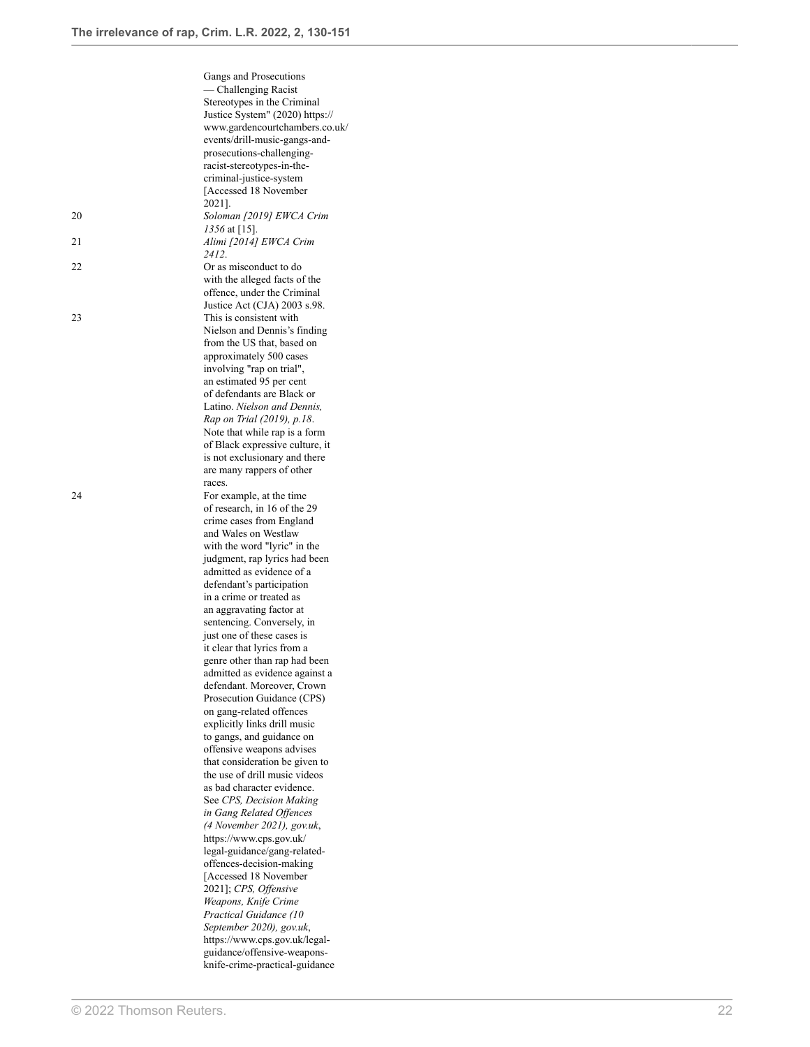Gangs and Prosecutions — Challenging Racist Stereotypes in the Criminal Justice System" (2020) https://www.gardencourtchambers.co.uk/events/drill-music-gangs-and-prosecutions-challenging-racist-stereotypes-in-the-criminal-justice-system [Accessed 18 November 2021].

20 *Soloman [2019] EWCA Crim 1356* at [15].

21 *Alimi [2014] EWCA Crim 2412*.

22 Or as misconduct to do with the alleged facts of the offence, under the Criminal Justice Act (CJA) 2003 s.98.

23 This is consistent with Nielson and Dennis's finding from the US that, based on approximately 500 cases involving "rap on trial", an estimated 95 per cent of defendants are Black or Latino. *Nielson and Dennis, Rap on Trial (2019), p.18*. Note that while rap is a form of Black expressive culture, it is not exclusionary and there are many rappers of other races.

24 For example, at the time of research, in 16 of the 29 crime cases from England and Wales on Westlaw with the word "lyric" in the judgment, rap lyrics had been admitted as evidence of a defendant's participation in a crime or treated as an aggravating factor at sentencing. Conversely, in just one of these cases is it clear that lyrics from a genre other than rap had been admitted as evidence against a defendant. Moreover, Crown Prosecution Guidance (CPS) on gang-related offences explicitly links drill music to gangs, and guidance on offensive weapons advises that consideration be given to the use of drill music videos as bad character evidence. See *CPS, Decision Making in Gang Related Offences (4 November 2021), gov.uk*, https://www.cps.gov.uk/legal-guidance/gang-related-offences-decision-making [Accessed 18 November 2021]; *CPS, Offensive Weapons, Knife Crime Practical Guidance (10 September 2020), gov.uk*, https://www.cps.gov.uk/legal-guidance/offensive-weapons-knife-crime-practical-guidance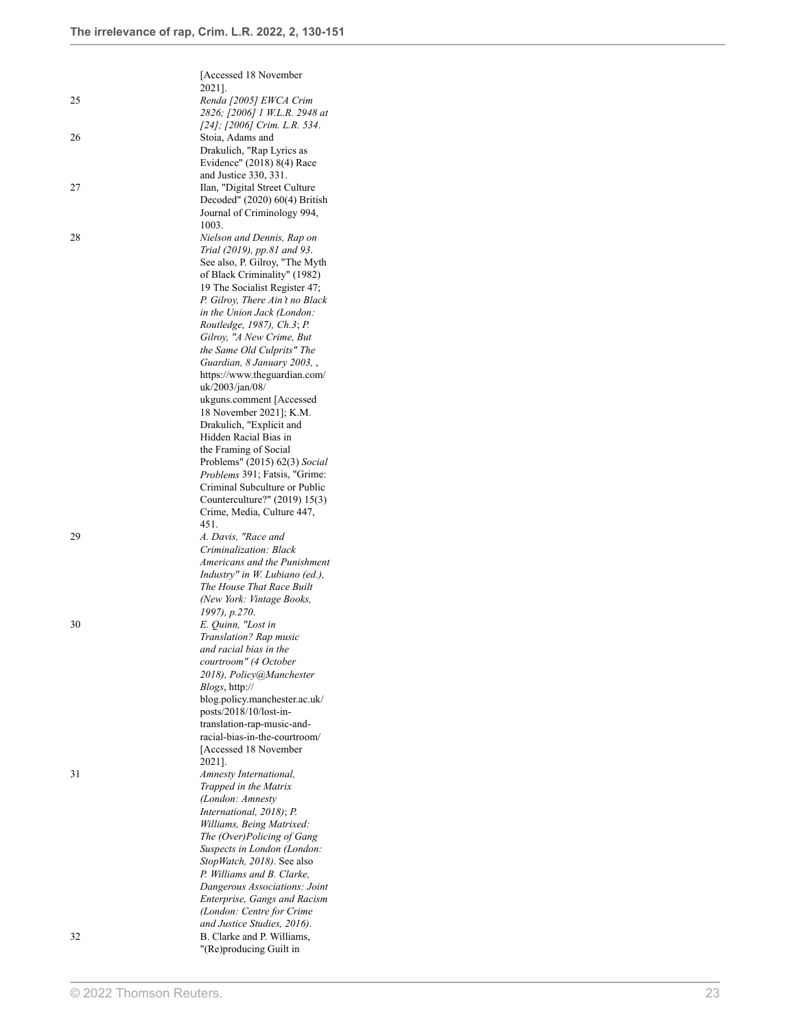[Accessed 18 November 2021].

25 *Renda [2005] EWCA Crim 2826; [2006] 1 W.L.R. 2948 at [24]; [2006] Crim. L.R. 534*.

26 Stoia, Adams and Drakulich, "Rap Lyrics as Evidence" (2018) 8(4) Race and Justice 330, 331.

27 Ilan, "Digital Street Culture Decoded" (2020) 60(4) British Journal of Criminology 994, 1003.

28 *Nielson and Dennis, Rap on Trial (2019), pp.81 and 93*. See also, P. Gilroy, "The Myth of Black Criminality" (1982) 19 The Socialist Register 47; *P. Gilroy, There Ain't no Black in the Union Jack (London: Routledge, 1987), Ch.3*; *P. Gilroy, "A New Crime, But the Same Old Culprits" The Guardian, 8 January 2003,* , https://www.theguardian.com/uk/2003/jan/08/ukguns.comment [Accessed 18 November 2021]; K.M. Drakulich, "Explicit and Hidden Racial Bias in the Framing of Social Problems" (2015) 62(3) *Social Problems* 391; Fatsis, "Grime: Criminal Subculture or Public Counterculture?" (2019) 15(3) Crime, Media, Culture 447, 451.

29 *A. Davis, "Race and Criminalization: Black Americans and the Punishment Industry" in W. Lubiano (ed.), The House That Race Built (New York: Vintage Books, 1997), p.270*.

30 *E. Quinn, "Lost in Translation? Rap music and racial bias in the courtroom" (4 October 2018), Policy@Manchester Blogs*, http://blog.policy.manchester.ac.uk/posts/2018/10/lost-in-translation-rap-music-and-racial-bias-in-the-courtroom/ [Accessed 18 November 2021].

31 *Amnesty International, Trapped in the Matrix (London: Amnesty International, 2018)*; *P. Williams, Being Matrixed: The (Over)Policing of Gang Suspects in London (London: StopWatch, 2018)*. See also *P. Williams and B. Clarke, Dangerous Associations: Joint Enterprise, Gangs and Racism (London: Centre for Crime and Justice Studies, 2016)*.

32 B. Clarke and P. Williams, "(Re)producing Guilt in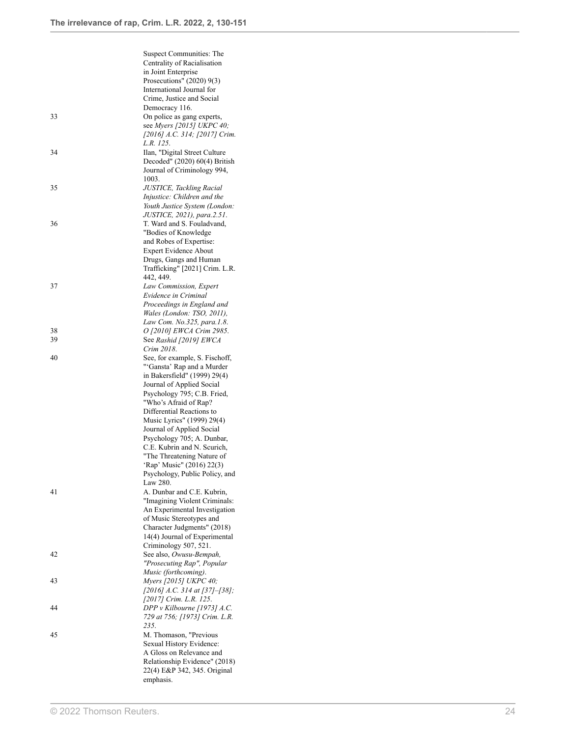Suspect Communities: The Centrality of Racialisation in Joint Enterprise Prosecutions" (2020) 9(3) International Journal for Crime, Justice and Social Democracy 116.

33 On police as gang experts, see *Myers [2015] UKPC 40; [2016] A.C. 314; [2017] Crim. L.R. 125*.

34 Ilan, "Digital Street Culture Decoded" (2020) 60(4) British Journal of Criminology 994, 1003.

35 *JUSTICE, Tackling Racial Injustice: Children and the Youth Justice System (London: JUSTICE, 2021), para.2.51*.

36 T. Ward and S. Fouladvand, "Bodies of Knowledge and Robes of Expertise: Expert Evidence About Drugs, Gangs and Human Trafficking" [2021] Crim. L.R. 442, 449.

37 *Law Commission, Expert Evidence in Criminal Proceedings in England and Wales (London: TSO, 2011), Law Com. No.325, para.1.8*.

38 *O [2010] EWCA Crim 2985*.

39 See *Rashid [2019] EWCA Crim 2018*.

40 See, for example, S. Fischoff, "'Gansta' Rap and a Murder in Bakersfield" (1999) 29(4) Journal of Applied Social Psychology 795; C.B. Fried, "Who's Afraid of Rap? Differential Reactions to Music Lyrics" (1999) 29(4) Journal of Applied Social Psychology 705; A. Dunbar, C.E. Kubrin and N. Scurich, "The Threatening Nature of 'Rap' Music" (2016) 22(3) Psychology, Public Policy, and Law 280.

41 A. Dunbar and C.E. Kubrin, "Imagining Violent Criminals: An Experimental Investigation of Music Stereotypes and Character Judgments" (2018) 14(4) Journal of Experimental Criminology 507, 521.

42 See also, *Owusu-Bempah, "Prosecuting Rap", Popular Music (forthcoming)*.

43 *Myers [2015] UKPC 40; [2016] A.C. 314 at [37]–[38]; [2017] Crim. L.R. 125*.

44 *DPP v Kilbourne [1973] A.C. 729 at 756; [1973] Crim. L.R. 235*.

45 M. Thomason, "Previous Sexual History Evidence: A Gloss on Relevance and Relationship Evidence" (2018) 22(4) E&P 342, 345. Original emphasis.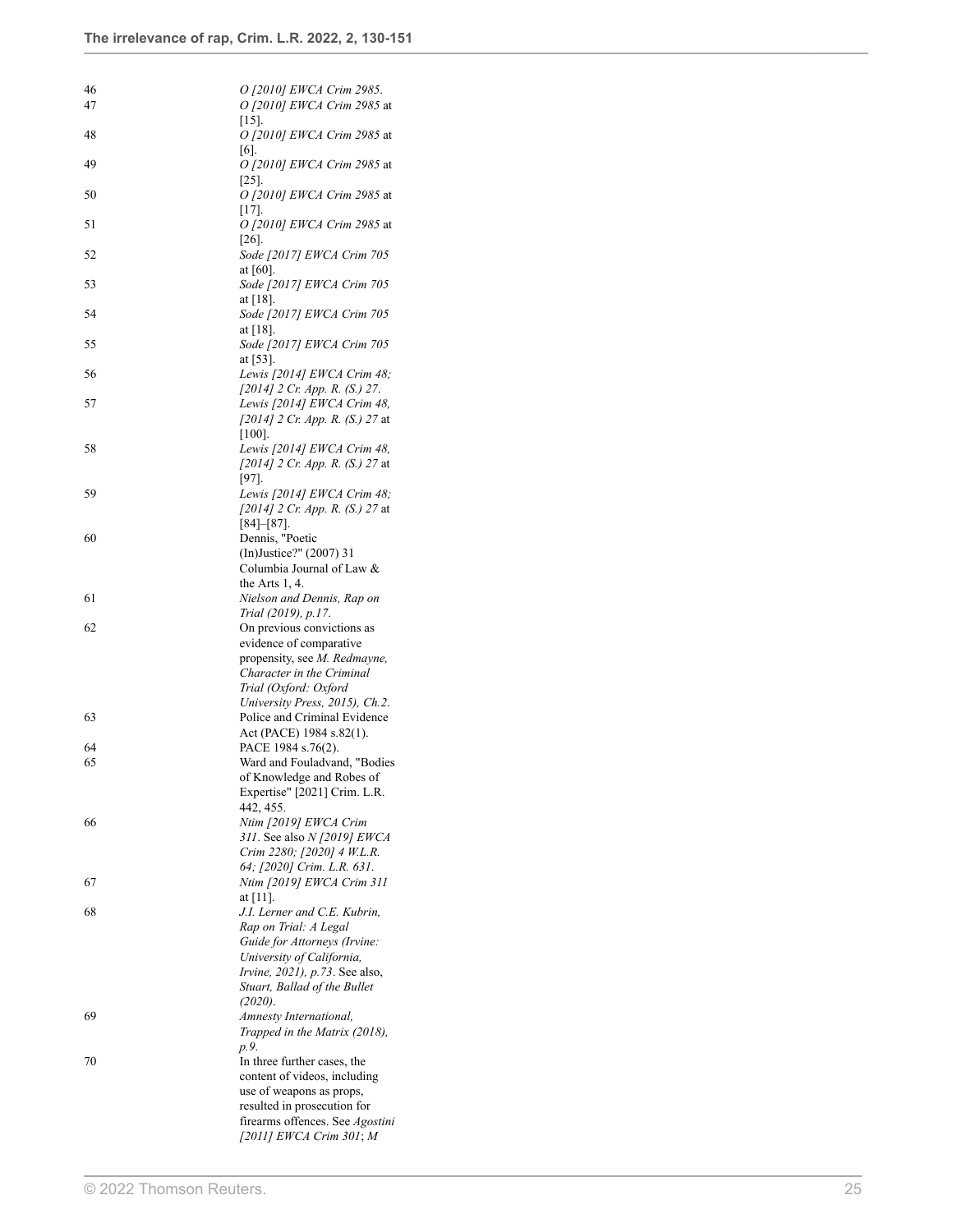46 *O [2010] EWCA Crim 2985*.

47 *O [2010] EWCA Crim 2985* at [15].

48 *O [2010] EWCA Crim 2985* at [6].

49 *O [2010] EWCA Crim 2985* at [25].

50 *O [2010] EWCA Crim 2985* at [17].

51 *O [2010] EWCA Crim 2985* at [26].

52 *Sode [2017] EWCA Crim 705* at [60].

53 *Sode [2017] EWCA Crim 705* at [18].

54 *Sode [2017] EWCA Crim 705* at [18].

55 *Sode [2017] EWCA Crim 705* at [53].

56 *Lewis [2014] EWCA Crim 48; [2014] 2 Cr. App. R. (S.) 27*.

57 *Lewis [2014] EWCA Crim 48, [2014] 2 Cr. App. R. (S.) 27* at [100].

58 *Lewis [2014] EWCA Crim 48, [2014] 2 Cr. App. R. (S.) 27* at [97].

59 *Lewis [2014] EWCA Crim 48; [2014] 2 Cr. App. R. (S.) 27* at [84]–[87].

60 Dennis, "Poetic (In)Justice?" (2007) 31 Columbia Journal of Law & the Arts 1, 4.

61 *Nielson and Dennis, Rap on Trial (2019), p.17*.

62 On previous convictions as evidence of comparative propensity, see *M. Redmayne, Character in the Criminal Trial (Oxford: Oxford University Press, 2015), Ch.2*.

63 Police and Criminal Evidence Act (PACE) 1984 s.82(1).

64 PACE 1984 s.76(2).

65 Ward and Fouladvand, "Bodies of Knowledge and Robes of Expertise" [2021] Crim. L.R. 442, 455.

66 *Ntim [2019] EWCA Crim 311*. See also *N [2019] EWCA Crim 2280; [2020] 4 W.L.R. 64; [2020] Crim. L.R. 631*.

67 *Ntim [2019] EWCA Crim 311* at [11].

68 *J.I. Lerner and C.E. Kubrin, Rap on Trial: A Legal Guide for Attorneys (Irvine: University of California, Irvine, 2021), p.73*. See also, *Stuart, Ballad of the Bullet (2020)*.

69 *Amnesty International, Trapped in the Matrix (2018), p.9*.

70 In three further cases, the content of videos, including use of weapons as props, resulted in prosecution for firearms offences. See *Agostini [2011] EWCA Crim 301*; *M*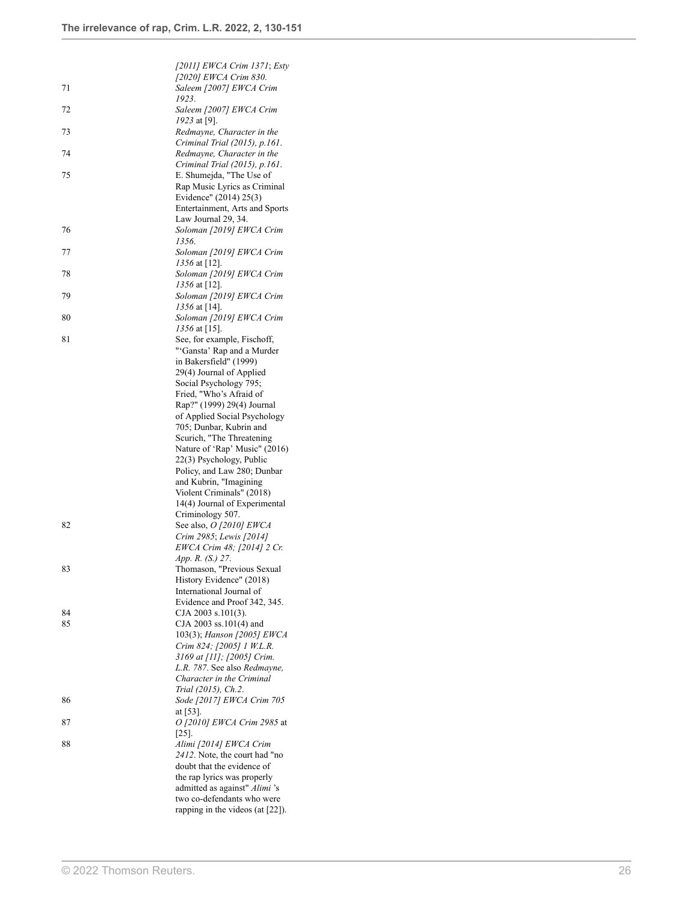*[2011] EWCA Crim 1371*; *Esty [2020] EWCA Crim 830*.

71 *Saleem [2007] EWCA Crim 1923*.

72 *Saleem [2007] EWCA Crim 1923* at [9].

73 *Redmayne, Character in the Criminal Trial (2015), p.161*.

74 *Redmayne, Character in the Criminal Trial (2015), p.161*.

75 E. Shumejda, "The Use of Rap Music Lyrics as Criminal Evidence" (2014) 25(3) Entertainment, Arts and Sports Law Journal 29, 34.

76 *Soloman [2019] EWCA Crim 1356*.

77 *Soloman [2019] EWCA Crim 1356* at [12].

78 *Soloman [2019] EWCA Crim 1356* at [12].

79 *Soloman [2019] EWCA Crim 1356* at [14].

80 *Soloman [2019] EWCA Crim 1356* at [15].

81 See, for example, Fischoff, "'Gansta' Rap and a Murder in Bakersfield" (1999) 29(4) Journal of Applied Social Psychology 795; Fried, "Who's Afraid of Rap?" (1999) 29(4) Journal of Applied Social Psychology 705; Dunbar, Kubrin and Scurich, "The Threatening Nature of 'Rap' Music" (2016) 22(3) Psychology, Public Policy, and Law 280; Dunbar and Kubrin, "Imagining Violent Criminals" (2018) 14(4) Journal of Experimental Criminology 507.

82 See also, *O [2010] EWCA Crim 2985*; *Lewis [2014] EWCA Crim 48; [2014] 2 Cr. App. R. (S.) 27*.

83 Thomason, "Previous Sexual History Evidence" (2018) International Journal of Evidence and Proof 342, 345.

84 CJA 2003 s.101(3).

85 CJA 2003 ss.101(4) and 103(3); *Hanson [2005] EWCA Crim 824; [2005] 1 W.L.R. 3169 at [11]; [2005] Crim. L.R. 787*. See also *Redmayne, Character in the Criminal Trial (2015), Ch.2*.

86 *Sode [2017] EWCA Crim 705* at [53].

87 *O [2010] EWCA Crim 2985* at [25].

88 *Alimi [2014] EWCA Crim 2412*. Note, the court had "no doubt that the evidence of the rap lyrics was properly admitted as against" *Alimi* 's two co-defendants who were rapping in the videos (at [22]).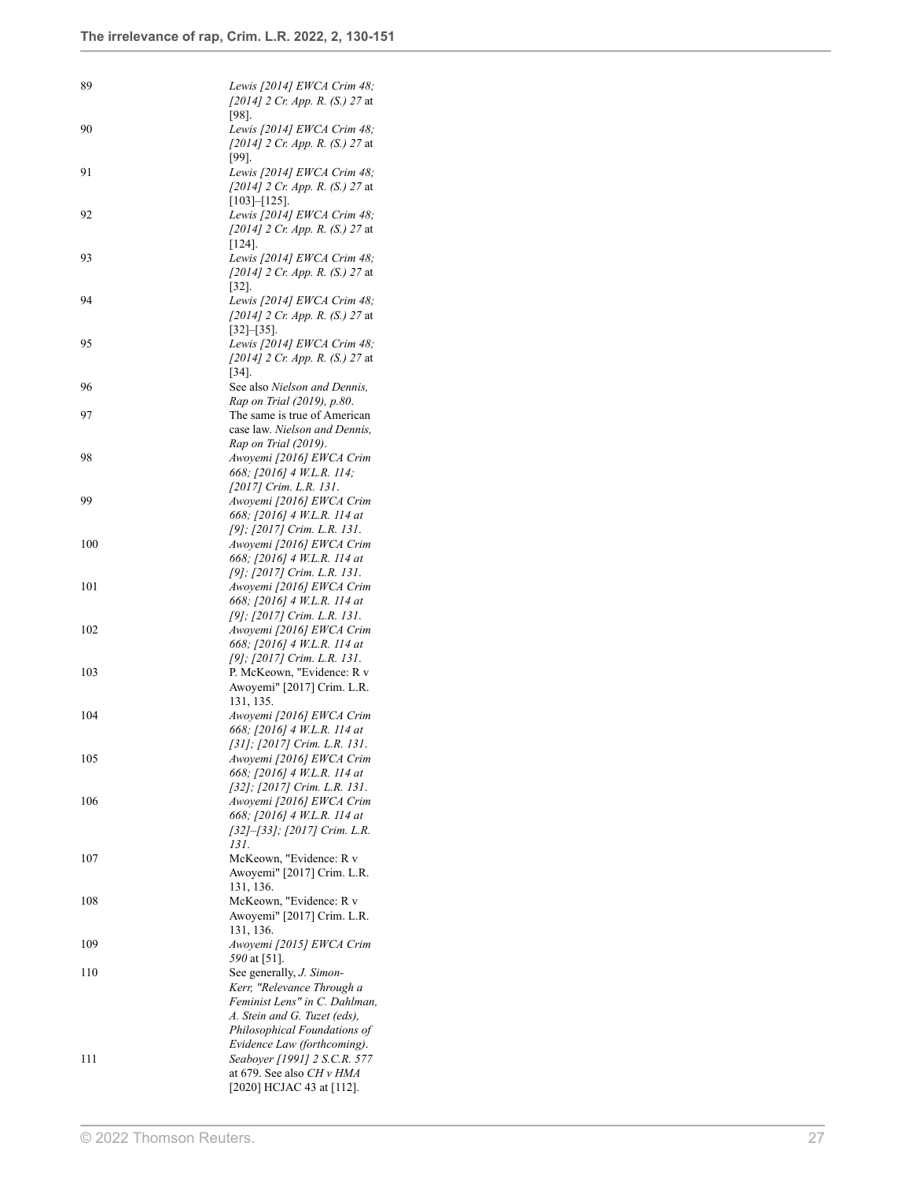89 *Lewis [2014] EWCA Crim 48; [2014] 2 Cr. App. R. (S.) 27* at [98].

90 *Lewis [2014] EWCA Crim 48; [2014] 2 Cr. App. R. (S.) 27* at [99].

91 *Lewis [2014] EWCA Crim 48; [2014] 2 Cr. App. R. (S.) 27* at [103]–[125].

92 *Lewis [2014] EWCA Crim 48; [2014] 2 Cr. App. R. (S.) 27* at [124].

93 *Lewis [2014] EWCA Crim 48; [2014] 2 Cr. App. R. (S.) 27* at [32].

94 *Lewis [2014] EWCA Crim 48; [2014] 2 Cr. App. R. (S.) 27* at [32]–[35].

95 *Lewis [2014] EWCA Crim 48; [2014] 2 Cr. App. R. (S.) 27* at [34].

96 See also *Nielson and Dennis, Rap on Trial (2019), p.80*.

97 The same is true of American case law. *Nielson and Dennis, Rap on Trial (2019)*.

98 *Awoyemi [2016] EWCA Crim 668; [2016] 4 W.L.R. 114; [2017] Crim. L.R. 131*.

99 *Awoyemi [2016] EWCA Crim 668; [2016] 4 W.L.R. 114 at [9]; [2017] Crim. L.R. 131*.

100 *Awoyemi [2016] EWCA Crim 668; [2016] 4 W.L.R. 114 at [9]; [2017] Crim. L.R. 131*.

101 *Awoyemi [2016] EWCA Crim 668; [2016] 4 W.L.R. 114 at [9]; [2017] Crim. L.R. 131*.

102 *Awoyemi [2016] EWCA Crim 668; [2016] 4 W.L.R. 114 at [9]; [2017] Crim. L.R. 131*.

103 P. McKeown, "Evidence: R v Awoyemi" [2017] Crim. L.R. 131, 135.

104 *Awoyemi [2016] EWCA Crim 668; [2016] 4 W.L.R. 114 at [31]; [2017] Crim. L.R. 131*.

105 *Awoyemi [2016] EWCA Crim 668; [2016] 4 W.L.R. 114 at [32]; [2017] Crim. L.R. 131*.

106 *Awoyemi [2016] EWCA Crim 668; [2016] 4 W.L.R. 114 at [32]–[33]; [2017] Crim. L.R. 131*.

107 McKeown, "Evidence: R v Awoyemi" [2017] Crim. L.R. 131, 136.

108 McKeown, "Evidence: R v Awoyemi" [2017] Crim. L.R. 131, 136.

109 *Awoyemi [2015] EWCA Crim 590* at [51].

110 See generally, *J. Simon-Kerr, "Relevance Through a Feminist Lens" in C. Dahlman, A. Stein and G. Tuzet (eds), Philosophical Foundations of Evidence Law (forthcoming)*.

111 *Seaboyer [1991] 2 S.C.R. 577* at 679. See also *CH v HMA* [2020] HCJAC 43 at [112].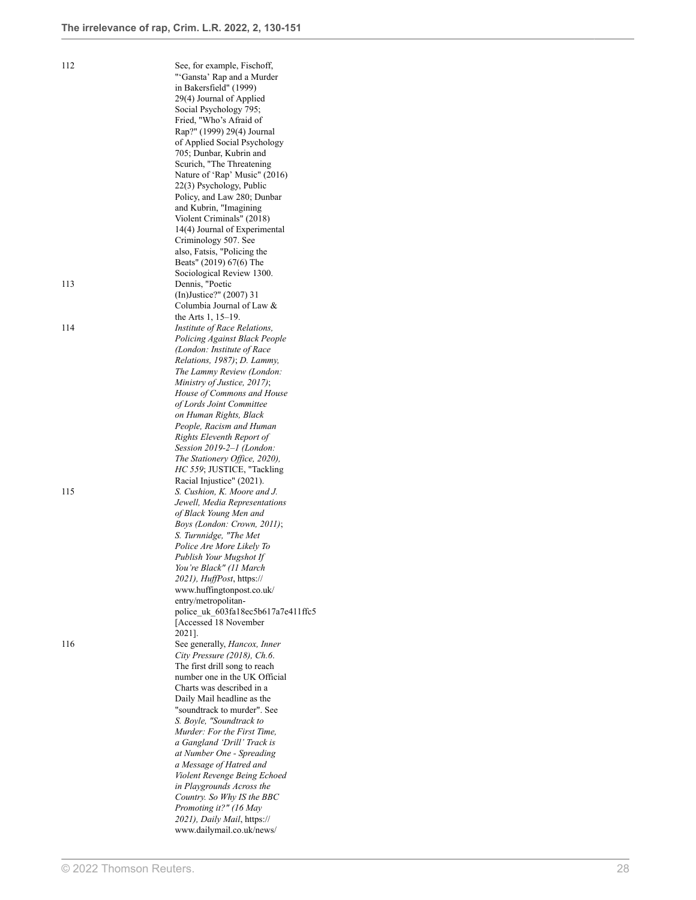112 See, for example, Fischoff, "'Gansta' Rap and a Murder in Bakersfield" (1999) 29(4) Journal of Applied Social Psychology 795; Fried, "Who's Afraid of Rap?" (1999) 29(4) Journal of Applied Social Psychology 705; Dunbar, Kubrin and Scurich, "The Threatening Nature of 'Rap' Music" (2016) 22(3) Psychology, Public Policy, and Law 280; Dunbar and Kubrin, "Imagining Violent Criminals" (2018) 14(4) Journal of Experimental Criminology 507. See also, Fatsis, "Policing the Beats" (2019) 67(6) The Sociological Review 1300.

113 Dennis, "Poetic (In)Justice?" (2007) 31 Columbia Journal of Law & the Arts 1, 15–19.

114 *Institute of Race Relations, Policing Against Black People (London: Institute of Race Relations, 1987)*; *D. Lammy, The Lammy Review (London: Ministry of Justice, 2017)*; *House of Commons and House of Lords Joint Committee on Human Rights, Black People, Racism and Human Rights Eleventh Report of Session 2019-2–1 (London: The Stationery Office, 2020), HC 559*; JUSTICE, "Tackling Racial Injustice" (2021).

115 *S. Cushion, K. Moore and J. Jewell, Media Representations of Black Young Men and Boys (London: Crown, 2011)*; *S. Turnnidge, "The Met Police Are More Likely To Publish Your Mugshot If You're Black" (11 March 2021), HuffPost*, https://www.huffingtonpost.co.uk/entry/metropolitan-police_uk_603fa18ec5b617a7e411ffc5 [Accessed 18 November 2021].

116 See generally, *Hancox, Inner City Pressure (2018), Ch.6.* The first drill song to reach number one in the UK Official Charts was described in a Daily Mail headline as the "soundtrack to murder". See *S. Boyle, "Soundtrack to Murder: For the First Time, a Gangland 'Drill' Track is at Number One - Spreading a Message of Hatred and Violent Revenge Being Echoed in Playgrounds Across the Country. So Why IS the BBC Promoting it?" (16 May 2021), Daily Mail*, https://www.dailymail.co.uk/news/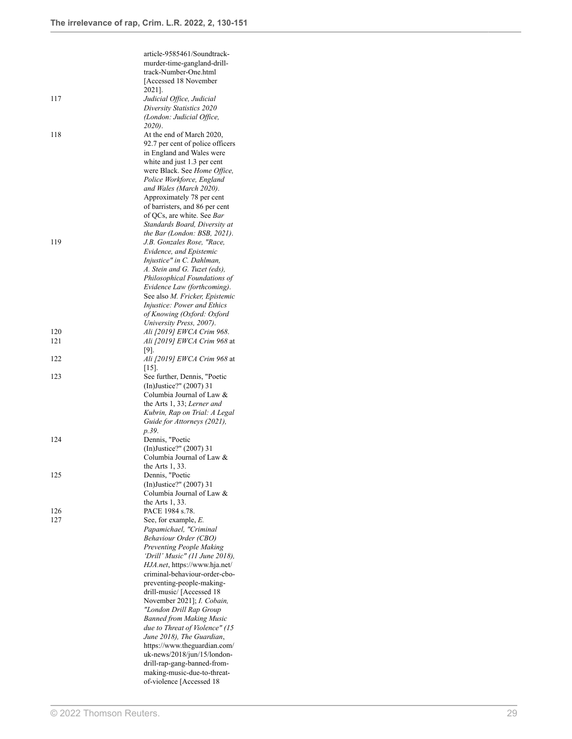article-9585461/Soundtrack-murder-time-gangland-drill-track-Number-One.html [Accessed 18 November 2021].

117 *Judicial Office, Judicial Diversity Statistics 2020 (London: Judicial Office, 2020)*.

118 At the end of March 2020, 92.7 per cent of police officers in England and Wales were white and just 1.3 per cent were Black. See *Home Office, Police Workforce, England and Wales (March 2020)*. Approximately 78 per cent of barristers, and 86 per cent of QCs, are white. See *Bar Standards Board, Diversity at the Bar (London: BSB, 2021)*.

119 *J.B. Gonzales Rose, "Race, Evidence, and Epistemic Injustice" in C. Dahlman, A. Stein and G. Tuzet (eds), Philosophical Foundations of Evidence Law (forthcoming)*. See also *M. Fricker, Epistemic Injustice: Power and Ethics of Knowing (Oxford: Oxford University Press, 2007)*.

120 *Ali [2019] EWCA Crim 968*.

121 *Ali [2019] EWCA Crim 968* at [9].

122 *Ali [2019] EWCA Crim 968* at [15].

123 See further, Dennis, "Poetic (In)Justice?" (2007) 31 Columbia Journal of Law & the Arts 1, 33; *Lerner and Kubrin, Rap on Trial: A Legal Guide for Attorneys (2021), p.39*.

124 Dennis, "Poetic (In)Justice?" (2007) 31 Columbia Journal of Law & the Arts 1, 33.

125 Dennis, "Poetic (In)Justice?" (2007) 31 Columbia Journal of Law & the Arts 1, 33.

126 PACE 1984 s.78.

127 See, for example, *E. Papamichael, "Criminal Behaviour Order (CBO) Preventing People Making 'Drill' Music" (11 June 2018), HJA.net*, https://www.hja.net/criminal-behaviour-order-cbo-preventing-people-making-drill-music/ [Accessed 18 November 2021]; *I. Cobain, "London Drill Rap Group Banned from Making Music due to Threat of Violence" (15 June 2018), The Guardian*, https://www.theguardian.com/uk-news/2018/jun/15/london-drill-rap-gang-banned-from-making-music-due-to-threat-of-violence [Accessed 18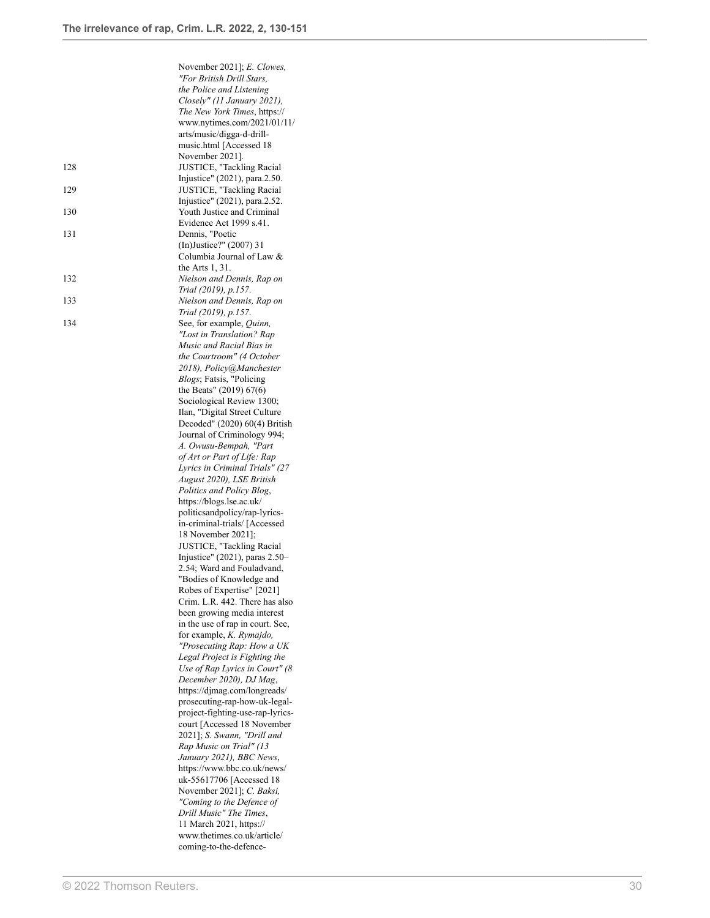November 2021]; *E. Clowes, "For British Drill Stars, the Police and Listening Closely" (11 January 2021), The New York Times*, https://www.nytimes.com/2021/01/11/arts/music/digga-d-drill-music.html [Accessed 18 November 2021].

128 JUSTICE, "Tackling Racial Injustice" (2021), para.2.50.

129 JUSTICE, "Tackling Racial Injustice" (2021), para.2.52.

130 Youth Justice and Criminal Evidence Act 1999 s.41.

131 Dennis, "Poetic (In)Justice?" (2007) 31 Columbia Journal of Law & the Arts 1, 31.

132 *Nielson and Dennis, Rap on Trial (2019), p.157.*

133 *Nielson and Dennis, Rap on Trial (2019), p.157.*

134 See, for example, *Quinn, "Lost in Translation? Rap Music and Racial Bias in the Courtroom" (4 October 2018), Policy@Manchester Blogs*; Fatsis, "Policing the Beats" (2019) 67(6) Sociological Review 1300; Ilan, "Digital Street Culture Decoded" (2020) 60(4) British Journal of Criminology 994; *A. Owusu-Bempah, "Part of Art or Part of Life: Rap Lyrics in Criminal Trials" (27 August 2020), LSE British Politics and Policy Blog*, https://blogs.lse.ac.uk/politicsandpolicy/rap-lyrics-in-criminal-trials/ [Accessed 18 November 2021]; JUSTICE, "Tackling Racial Injustice" (2021), paras 2.50–2.54; Ward and Fouladvand, "Bodies of Knowledge and Robes of Expertise" [2021] Crim. L.R. 442. There has also been growing media interest in the use of rap in court. See, for example, *K. Rymajdo, "Prosecuting Rap: How a UK Legal Project is Fighting the Use of Rap Lyrics in Court" (8 December 2020), DJ Mag*, https://djmag.com/longreads/prosecuting-rap-how-uk-legal-project-fighting-use-rap-lyrics-court [Accessed 18 November 2021]; *S. Swann, "Drill and Rap Music on Trial" (13 January 2021), BBC News*, https://www.bbc.co.uk/news/uk-55617706 [Accessed 18 November 2021]; *C. Baksi, "Coming to the Defence of Drill Music" The Times*, 11 March 2021, https://www.thetimes.co.uk/article/coming-to-the-defence-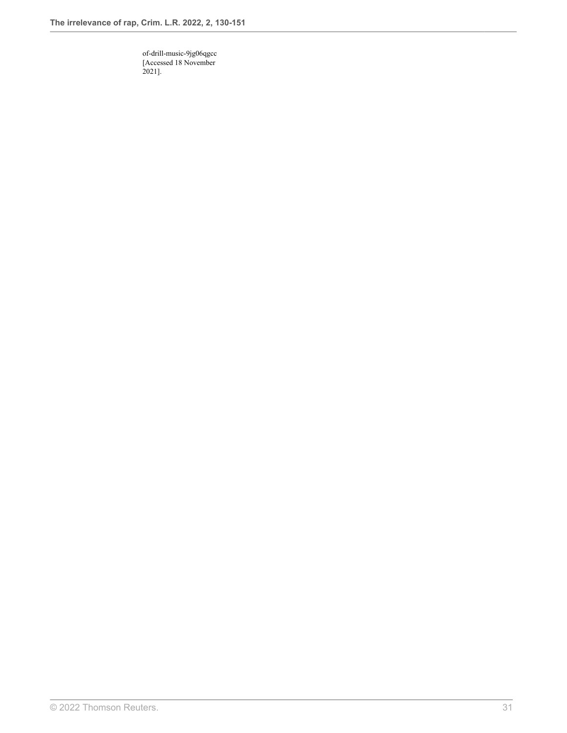of-drill-music-9jg06qgcc [Accessed 18 November 2021].